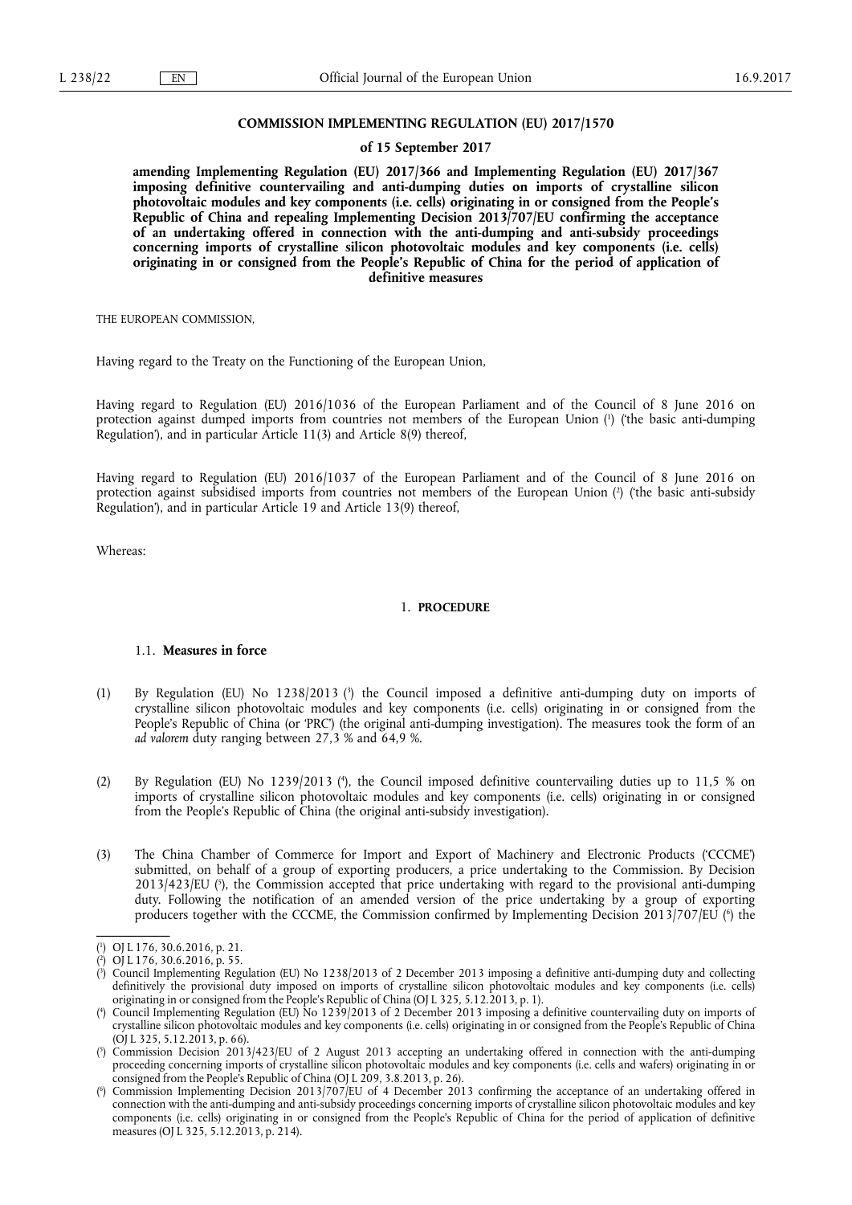**COMMISSION IMPLEMENTING REGULATION (EU) 2017/1570**

**of 15 September 2017**

**amending Implementing Regulation (EU) 2017/366 and Implementing Regulation (EU) 2017/367 imposing definitive countervailing and anti-dumping duties on imports of crystalline silicon photovoltaic modules and key components (i.e. cells) originating in or consigned from the People's Republic of China and repealing Implementing Decision 2013/707/EU confirming the acceptance of an undertaking offered in connection with the anti-dumping and anti-subsidy proceedings concerning imports of crystalline silicon photovoltaic modules and key components (i.e. cells) originating in or consigned from the People's Republic of China for the period of application of definitive measures**

THE EUROPEAN COMMISSION,

Having regard to the Treaty on the Functioning of the European Union,

Having regard to Regulation (EU) 2016/1036 of the European Parliament and of the Council of 8 June 2016 on protection against dumped imports from countries not members of the European Union [1] ('the basic anti-dumping Regulation'), and in particular Article 11(3) and Article 8(9) thereof,

Having regard to Regulation (EU) 2016/1037 of the European Parliament and of the Council of 8 June 2016 on protection against subsidised imports from countries not members of the European Union [2] ('the basic anti-subsidy Regulation'), and in particular Article 19 and Article 13(9) thereof,

Whereas:

## 1. PROCEDURE

### 1.1. Measures in force

(1) By Regulation (EU) No 1238/2013 [3] the Council imposed a definitive anti-dumping duty on imports of crystalline silicon photovoltaic modules and key components (i.e. cells) originating in or consigned from the People's Republic of China (or 'PRC') (the original anti-dumping investigation). The measures took the form of an *ad valorem* duty ranging between 27,3 % and 64,9 %.

(2) By Regulation (EU) No 1239/2013 [4], the Council imposed definitive countervailing duties up to 11,5 % on imports of crystalline silicon photovoltaic modules and key components (i.e. cells) originating in or consigned from the People's Republic of China (the original anti-subsidy investigation).

(3) The China Chamber of Commerce for Import and Export of Machinery and Electronic Products ('CCCME') submitted, on behalf of a group of exporting producers, a price undertaking to the Commission. By Decision 2013/423/EU [5], the Commission accepted that price undertaking with regard to the provisional anti-dumping duty. Following the notification of an amended version of the price undertaking by a group of exporting producers together with the CCCME, the Commission confirmed by Implementing Decision 2013/707/EU [6] the

---

[1] OJ L 176, 30.6.2016, p. 21.

[2] OJ L 176, 30.6.2016, p. 55.

[3] Council Implementing Regulation (EU) No 1238/2013 of 2 December 2013 imposing a definitive anti-dumping duty and collecting definitively the provisional duty imposed on imports of crystalline silicon photovoltaic modules and key components (i.e. cells) originating in or consigned from the People's Republic of China (OJ L 325, 5.12.2013, p. 1).

[4] Council Implementing Regulation (EU) No 1239/2013 of 2 December 2013 imposing a definitive countervailing duty on imports of crystalline silicon photovoltaic modules and key components (i.e. cells) originating in or consigned from the People's Republic of China (OJ L 325, 5.12.2013, p. 66).

[5] Commission Decision 2013/423/EU of 2 August 2013 accepting an undertaking offered in connection with the anti-dumping proceeding concerning imports of crystalline silicon photovoltaic modules and key components (i.e. cells and wafers) originating in or consigned from the People's Republic of China (OJ L 209, 3.8.2013, p. 26).

[6] Commission Implementing Decision 2013/707/EU of 4 December 2013 confirming the acceptance of an undertaking offered in connection with the anti-dumping and anti-subsidy proceedings concerning imports of crystalline silicon photovoltaic modules and key components (i.e. cells) originating in or consigned from the People's Republic of China for the period of application of definitive measures (OJ L 325, 5.12.2013, p. 214).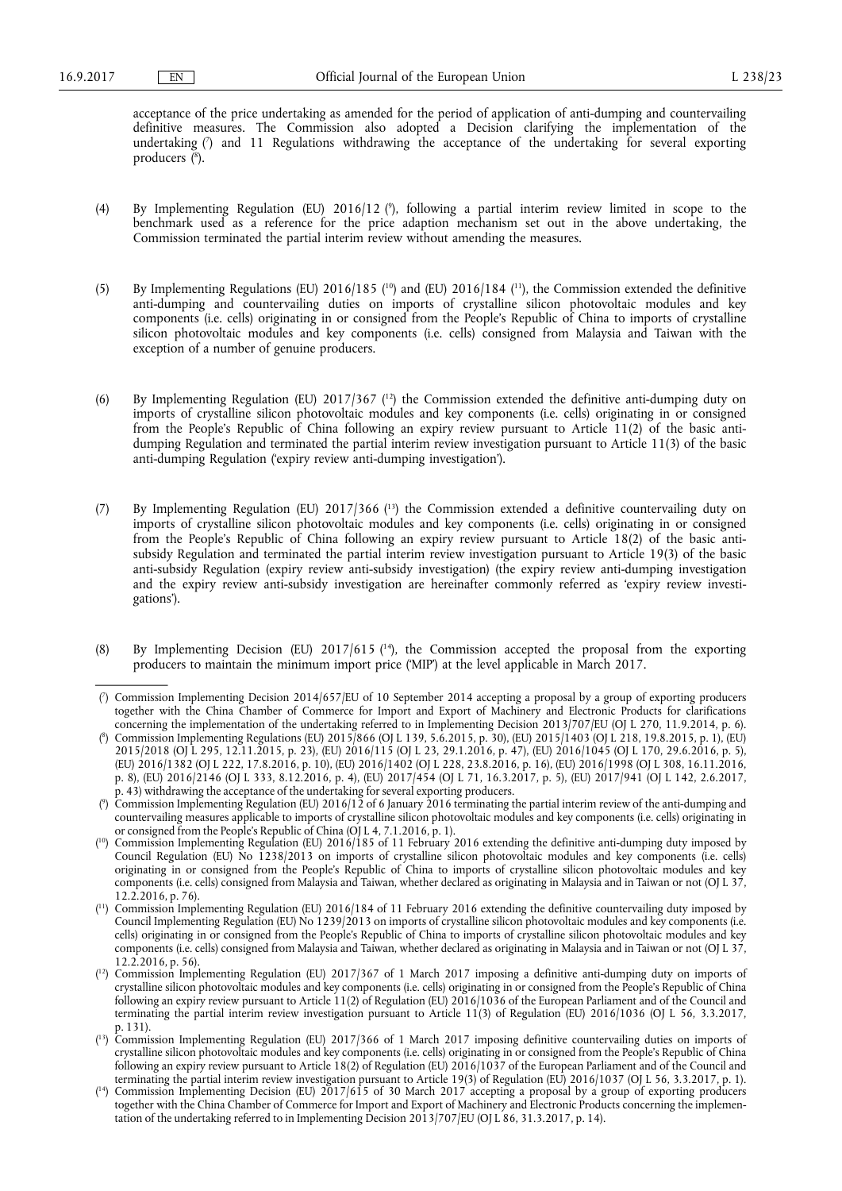acceptance of the price undertaking as amended for the period of application of anti-dumping and countervailing definitive measures. The Commission also adopted a Decision clarifying the implementation of the undertaking [7] and 11 Regulations withdrawing the acceptance of the undertaking for several exporting producers [8].

(4) By Implementing Regulation (EU) 2016/12 [9], following a partial interim review limited in scope to the benchmark used as a reference for the price adaption mechanism set out in the above undertaking, the Commission terminated the partial interim review without amending the measures.

(5) By Implementing Regulations (EU) 2016/185 [10] and (EU) 2016/184 [11], the Commission extended the definitive anti-dumping and countervailing duties on imports of crystalline silicon photovoltaic modules and key components (i.e. cells) originating in or consigned from the People's Republic of China to imports of crystalline silicon photovoltaic modules and key components (i.e. cells) consigned from Malaysia and Taiwan with the exception of a number of genuine producers.

(6) By Implementing Regulation (EU) 2017/367 [12] the Commission extended the definitive anti-dumping duty on imports of crystalline silicon photovoltaic modules and key components (i.e. cells) originating in or consigned from the People's Republic of China following an expiry review pursuant to Article 11(2) of the basic anti-dumping Regulation and terminated the partial interim review investigation pursuant to Article 11(3) of the basic anti-dumping Regulation ('expiry review anti-dumping investigation').

(7) By Implementing Regulation (EU) 2017/366 [13] the Commission extended a definitive countervailing duty on imports of crystalline silicon photovoltaic modules and key components (i.e. cells) originating in or consigned from the People's Republic of China following an expiry review pursuant to Article 18(2) of the basic anti-subsidy Regulation and terminated the partial interim review investigation pursuant to Article 19(3) of the basic anti-subsidy Regulation (expiry review anti-subsidy investigation) (the expiry review anti-dumping investigation and the expiry review anti-subsidy investigation are hereinafter commonly referred as 'expiry review investigations').

(8) By Implementing Decision (EU) 2017/615 [14], the Commission accepted the proposal from the exporting producers to maintain the minimum import price ('MIP') at the level applicable in March 2017.

---

[7] Commission Implementing Decision 2014/657/EU of 10 September 2014 accepting a proposal by a group of exporting producers together with the China Chamber of Commerce for Import and Export of Machinery and Electronic Products for clarifications concerning the implementation of the undertaking referred to in Implementing Decision 2013/707/EU (OJ L 270, 11.9.2014, p. 6).

[8] Commission Implementing Regulations (EU) 2015/866 (OJ L 139, 5.6.2015, p. 30), (EU) 2015/1403 (OJ L 218, 19.8.2015, p. 1), (EU) 2015/2018 (OJ L 295, 12.11.2015, p. 23), (EU) 2016/115 (OJ L 23, 29.1.2016, p. 47), (EU) 2016/1045 (OJ L 170, 29.6.2016, p. 5), (EU) 2016/1382 (OJ L 222, 17.8.2016, p. 10), (EU) 2016/1402 (OJ L 228, 23.8.2016, p. 16), (EU) 2016/1998 (OJ L 308, 16.11.2016, p. 8), (EU) 2016/2146 (OJ L 333, 8.12.2016, p. 4), (EU) 2017/454 (OJ L 71, 16.3.2017, p. 5), (EU) 2017/941 (OJ L 142, 2.6.2017, p. 43) withdrawing the acceptance of the undertaking for several exporting producers.

[9] Commission Implementing Regulation (EU) 2016/12 of 6 January 2016 terminating the partial interim review of the anti-dumping and countervailing measures applicable to imports of crystalline silicon photovoltaic modules and key components (i.e. cells) originating in or consigned from the People's Republic of China (OJ L 4, 7.1.2016, p. 1).

[10] Commission Implementing Regulation (EU) 2016/185 of 11 February 2016 extending the definitive anti-dumping duty imposed by Council Regulation (EU) No 1238/2013 on imports of crystalline silicon photovoltaic modules and key components (i.e. cells) originating in or consigned from the People's Republic of China to imports of crystalline silicon photovoltaic modules and key components (i.e. cells) consigned from Malaysia and Taiwan, whether declared as originating in Malaysia and in Taiwan or not (OJ L 37, 12.2.2016, p. 76).

[11] Commission Implementing Regulation (EU) 2016/184 of 11 February 2016 extending the definitive countervailing duty imposed by Council Implementing Regulation (EU) No 1239/2013 on imports of crystalline silicon photovoltaic modules and key components (i.e. cells) originating in or consigned from the People's Republic of China to imports of crystalline silicon photovoltaic modules and key components (i.e. cells) consigned from Malaysia and Taiwan, whether declared as originating in Malaysia and in Taiwan or not (OJ L 37, 12.2.2016, p. 56).

[12] Commission Implementing Regulation (EU) 2017/367 of 1 March 2017 imposing a definitive anti-dumping duty on imports of crystalline silicon photovoltaic modules and key components (i.e. cells) originating in or consigned from the People's Republic of China following an expiry review pursuant to Article 11(2) of Regulation (EU) 2016/1036 of the European Parliament and of the Council and terminating the partial interim review investigation pursuant to Article 11(3) of Regulation (EU) 2016/1036 (OJ L 56, 3.3.2017, p. 131).

[13] Commission Implementing Regulation (EU) 2017/366 of 1 March 2017 imposing definitive countervailing duties on imports of crystalline silicon photovoltaic modules and key components (i.e. cells) originating in or consigned from the People's Republic of China following an expiry review pursuant to Article 18(2) of Regulation (EU) 2016/1037 of the European Parliament and of the Council and terminating the partial interim review investigation pursuant to Article 19(3) of Regulation (EU) 2016/1037 (OJ L 56, 3.3.2017, p. 1).

[14] Commission Implementing Decision (EU) 2017/615 of 30 March 2017 accepting a proposal by a group of exporting producers together with the China Chamber of Commerce for Import and Export of Machinery and Electronic Products concerning the implementation of the undertaking referred to in Implementing Decision 2013/707/EU (OJ L 86, 31.3.2017, p. 14).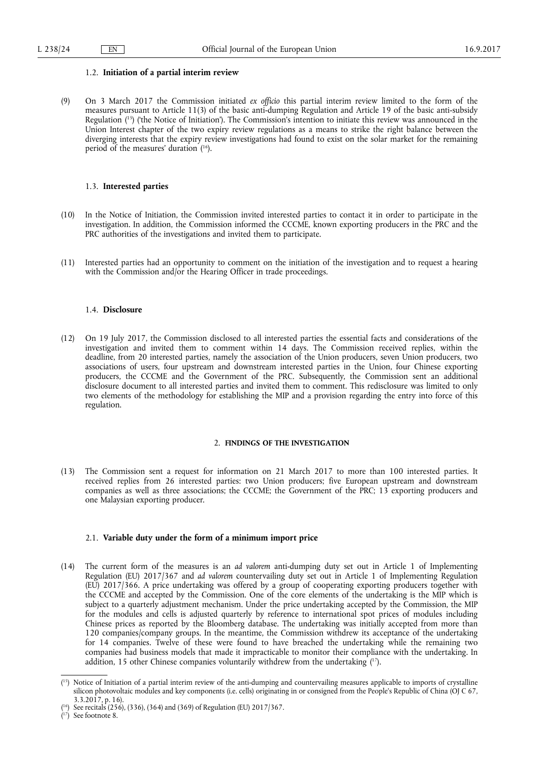### 1.2. **Initiation of a partial interim review**

(9) On 3 March 2017 the Commission initiated *ex officio* this partial interim review limited to the form of the measures pursuant to Article 11(3) of the basic anti-dumping Regulation and Article 19 of the basic anti-subsidy Regulation ([15]) ('the Notice of Initiation'). The Commission's intention to initiate this review was announced in the Union Interest chapter of the two expiry review regulations as a means to strike the right balance between the diverging interests that the expiry review investigations had found to exist on the solar market for the remaining period of the measures' duration ([16]).

### 1.3. **Interested parties**

(10) In the Notice of Initiation, the Commission invited interested parties to contact it in order to participate in the investigation. In addition, the Commission informed the CCCME, known exporting producers in the PRC and the PRC authorities of the investigations and invited them to participate.

(11) Interested parties had an opportunity to comment on the initiation of the investigation and to request a hearing with the Commission and/or the Hearing Officer in trade proceedings.

### 1.4. **Disclosure**

(12) On 19 July 2017, the Commission disclosed to all interested parties the essential facts and considerations of the investigation and invited them to comment within 14 days. The Commission received replies, within the deadline, from 20 interested parties, namely the association of the Union producers, seven Union producers, two associations of users, four upstream and downstream interested parties in the Union, four Chinese exporting producers, the CCCME and the Government of the PRC. Subsequently, the Commission sent an additional disclosure document to all interested parties and invited them to comment. This redisclosure was limited to only two elements of the methodology for establishing the MIP and a provision regarding the entry into force of this regulation.

## 2. **FINDINGS OF THE INVESTIGATION**

(13) The Commission sent a request for information on 21 March 2017 to more than 100 interested parties. It received replies from 26 interested parties: two Union producers; five European upstream and downstream companies as well as three associations; the CCCME; the Government of the PRC; 13 exporting producers and one Malaysian exporting producer.

### 2.1. **Variable duty under the form of a minimum import price**

(14) The current form of the measures is an *ad valorem* anti-dumping duty set out in Article 1 of Implementing Regulation (EU) 2017/367 and *ad valorem* countervailing duty set out in Article 1 of Implementing Regulation (EU) 2017/366. A price undertaking was offered by a group of cooperating exporting producers together with the CCCME and accepted by the Commission. One of the core elements of the undertaking is the MIP which is subject to a quarterly adjustment mechanism. Under the price undertaking accepted by the Commission, the MIP for the modules and cells is adjusted quarterly by reference to international spot prices of modules including Chinese prices as reported by the Bloomberg database. The undertaking was initially accepted from more than 120 companies/company groups. In the meantime, the Commission withdrew its acceptance of the undertaking for 14 companies. Twelve of these were found to have breached the undertaking while the remaining two companies had business models that made it impracticable to monitor their compliance with the undertaking. In addition, 15 other Chinese companies voluntarily withdrew from the undertaking ([17]).

---

([15]) Notice of Initiation of a partial interim review of the anti-dumping and countervailing measures applicable to imports of crystalline silicon photovoltaic modules and key components (i.e. cells) originating in or consigned from the People's Republic of China (OJ C 67, 3.3.2017, p. 16).

([16]) See recitals (256), (336), (364) and (369) of Regulation (EU) 2017/367.

([17]) See footnote 8.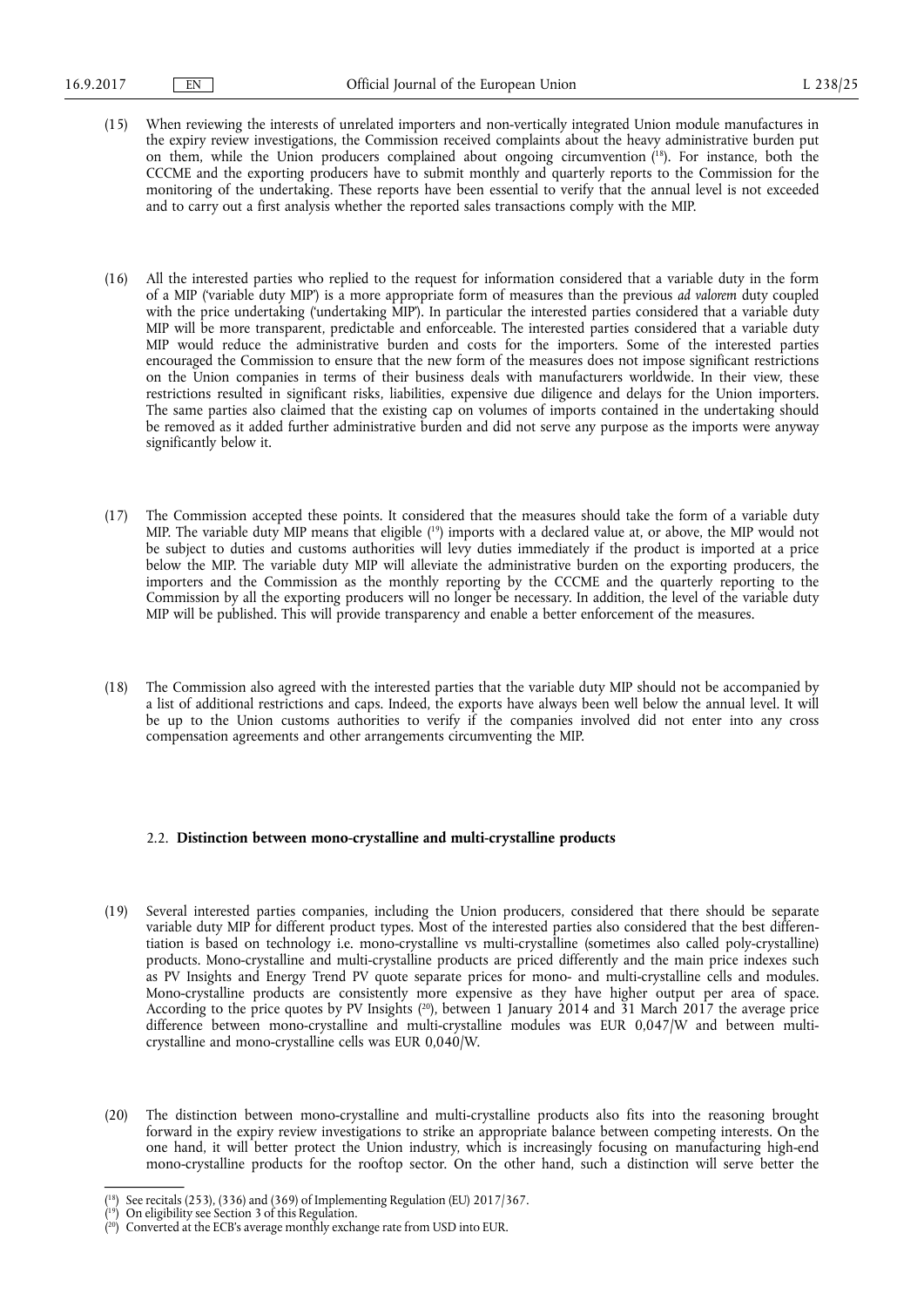(15) When reviewing the interests of unrelated importers and non-vertically integrated Union module manufactures in the expiry review investigations, the Commission received complaints about the heavy administrative burden put on them, while the Union producers complained about ongoing circumvention [18]. For instance, both the CCCME and the exporting producers have to submit monthly and quarterly reports to the Commission for the monitoring of the undertaking. These reports have been essential to verify that the annual level is not exceeded and to carry out a first analysis whether the reported sales transactions comply with the MIP.

(16) All the interested parties who replied to the request for information considered that a variable duty in the form of a MIP ('variable duty MIP') is a more appropriate form of measures than the previous *ad valorem* duty coupled with the price undertaking ('undertaking MIP'). In particular the interested parties considered that a variable duty MIP will be more transparent, predictable and enforceable. The interested parties considered that a variable duty MIP would reduce the administrative burden and costs for the importers. Some of the interested parties encouraged the Commission to ensure that the new form of the measures does not impose significant restrictions on the Union companies in terms of their business deals with manufacturers worldwide. In their view, these restrictions resulted in significant risks, liabilities, expensive due diligence and delays for the Union importers. The same parties also claimed that the existing cap on volumes of imports contained in the undertaking should be removed as it added further administrative burden and did not serve any purpose as the imports were anyway significantly below it.

(17) The Commission accepted these points. It considered that the measures should take the form of a variable duty MIP. The variable duty MIP means that eligible [19] imports with a declared value at, or above, the MIP would not be subject to duties and customs authorities will levy duties immediately if the product is imported at a price below the MIP. The variable duty MIP will alleviate the administrative burden on the exporting producers, the importers and the Commission as the monthly reporting by the CCCME and the quarterly reporting to the Commission by all the exporting producers will no longer be necessary. In addition, the level of the variable duty MIP will be published. This will provide transparency and enable a better enforcement of the measures.

(18) The Commission also agreed with the interested parties that the variable duty MIP should not be accompanied by a list of additional restrictions and caps. Indeed, the exports have always been well below the annual level. It will be up to the Union customs authorities to verify if the companies involved did not enter into any cross compensation agreements and other arrangements circumventing the MIP.

### 2.2. **Distinction between mono-crystalline and multi-crystalline products**

(19) Several interested parties companies, including the Union producers, considered that there should be separate variable duty MIP for different product types. Most of the interested parties also considered that the best differentiation is based on technology i.e. mono-crystalline vs multi-crystalline (sometimes also called poly-crystalline) products. Mono-crystalline and multi-crystalline products are priced differently and the main price indexes such as PV Insights and Energy Trend PV quote separate prices for mono- and multi-crystalline cells and modules. Mono-crystalline products are consistently more expensive as they have higher output per area of space. According to the price quotes by PV Insights [20], between 1 January 2014 and 31 March 2017 the average price difference between mono-crystalline and multi-crystalline modules was EUR 0,047/W and between multi-crystalline and mono-crystalline cells was EUR 0,040/W.

(20) The distinction between mono-crystalline and multi-crystalline products also fits into the reasoning brought forward in the expiry review investigations to strike an appropriate balance between competing interests. On the one hand, it will better protect the Union industry, which is increasingly focusing on manufacturing high-end mono-crystalline products for the rooftop sector. On the other hand, such a distinction will serve better the

[18] See recitals (253), (336) and (369) of Implementing Regulation (EU) 2017/367.

[19] On eligibility see Section 3 of this Regulation.

[20] Converted at the ECB's average monthly exchange rate from USD into EUR.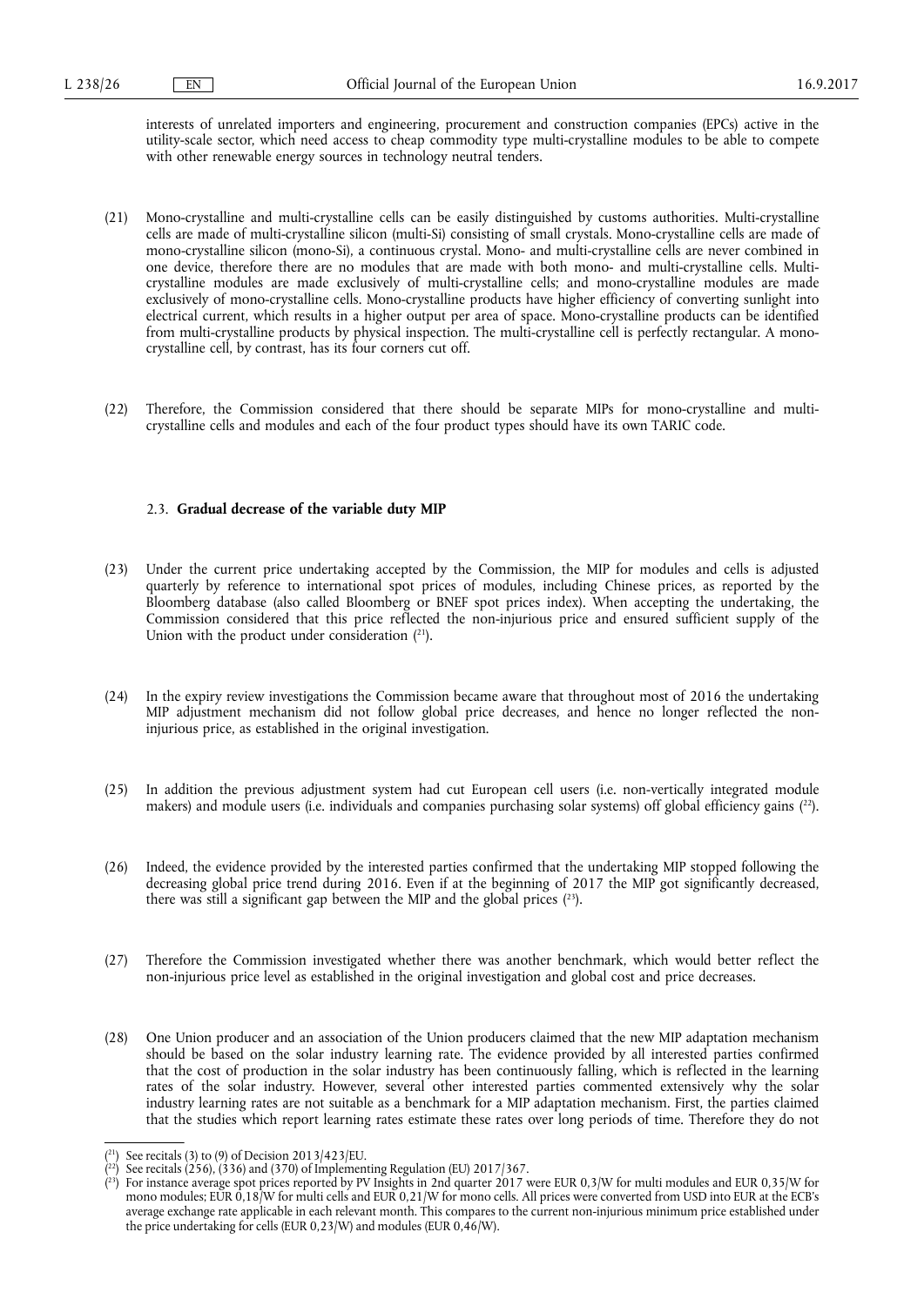interests of unrelated importers and engineering, procurement and construction companies (EPCs) active in the utility-scale sector, which need access to cheap commodity type multi-crystalline modules to be able to compete with other renewable energy sources in technology neutral tenders.

(21) Mono-crystalline and multi-crystalline cells can be easily distinguished by customs authorities. Multi-crystalline cells are made of multi-crystalline silicon (multi-Si) consisting of small crystals. Mono-crystalline cells are made of mono-crystalline silicon (mono-Si), a continuous crystal. Mono- and multi-crystalline cells are never combined in one device, therefore there are no modules that are made with both mono- and multi-crystalline cells. Multi-crystalline modules are made exclusively of multi-crystalline cells; and mono-crystalline modules are made exclusively of mono-crystalline cells. Mono-crystalline products have higher efficiency of converting sunlight into electrical current, which results in a higher output per area of space. Mono-crystalline products can be identified from multi-crystalline products by physical inspection. The multi-crystalline cell is perfectly rectangular. A mono-crystalline cell, by contrast, has its four corners cut off.

(22) Therefore, the Commission considered that there should be separate MIPs for mono-crystalline and multi-crystalline cells and modules and each of the four product types should have its own TARIC code.

### 2.3. **Gradual decrease of the variable duty MIP**

(23) Under the current price undertaking accepted by the Commission, the MIP for modules and cells is adjusted quarterly by reference to international spot prices of modules, including Chinese prices, as reported by the Bloomberg database (also called Bloomberg or BNEF spot prices index). When accepting the undertaking, the Commission considered that this price reflected the non-injurious price and ensured sufficient supply of the Union with the product under consideration ([21]).

(24) In the expiry review investigations the Commission became aware that throughout most of 2016 the undertaking MIP adjustment mechanism did not follow global price decreases, and hence no longer reflected the non-injurious price, as established in the original investigation.

(25) In addition the previous adjustment system had cut European cell users (i.e. non-vertically integrated module makers) and module users (i.e. individuals and companies purchasing solar systems) off global efficiency gains ([22]).

(26) Indeed, the evidence provided by the interested parties confirmed that the undertaking MIP stopped following the decreasing global price trend during 2016. Even if at the beginning of 2017 the MIP got significantly decreased, there was still a significant gap between the MIP and the global prices ([23]).

(27) Therefore the Commission investigated whether there was another benchmark, which would better reflect the non-injurious price level as established in the original investigation and global cost and price decreases.

(28) One Union producer and an association of the Union producers claimed that the new MIP adaptation mechanism should be based on the solar industry learning rate. The evidence provided by all interested parties confirmed that the cost of production in the solar industry has been continuously falling, which is reflected in the learning rates of the solar industry. However, several other interested parties commented extensively why the solar industry learning rates are not suitable as a benchmark for a MIP adaptation mechanism. First, the parties claimed that the studies which report learning rates estimate these rates over long periods of time. Therefore they do not

---

([21]) See recitals (3) to (9) of Decision 2013/423/EU.

([22]) See recitals (256), (336) and (370) of Implementing Regulation (EU) 2017/367.

([23]) For instance average spot prices reported by PV Insights in 2nd quarter 2017 were EUR 0,3/W for multi modules and EUR 0,35/W for mono modules; EUR 0,18/W for multi cells and EUR 0,21/W for mono cells. All prices were converted from USD into EUR at the ECB's average exchange rate applicable in each relevant month. This compares to the current non-injurious minimum price established under the price undertaking for cells (EUR 0,23/W) and modules (EUR 0,46/W).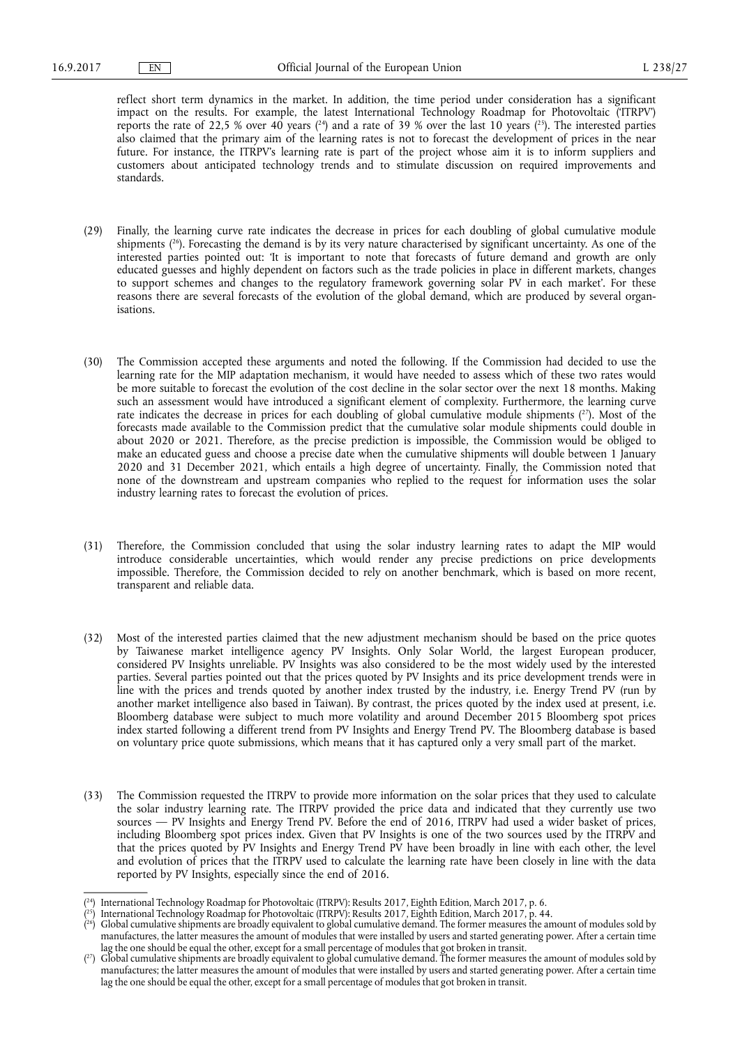reflect short term dynamics in the market. In addition, the time period under consideration has a significant impact on the results. For example, the latest International Technology Roadmap for Photovoltaic ('ITRPV') reports the rate of 22,5 % over 40 years [24] and a rate of 39 % over the last 10 years [25]. The interested parties also claimed that the primary aim of the learning rates is not to forecast the development of prices in the near future. For instance, the ITRPV's learning rate is part of the project whose aim it is to inform suppliers and customers about anticipated technology trends and to stimulate discussion on required improvements and standards.

(29) Finally, the learning curve rate indicates the decrease in prices for each doubling of global cumulative module shipments [26]. Forecasting the demand is by its very nature characterised by significant uncertainty. As one of the interested parties pointed out: 'It is important to note that forecasts of future demand and growth are only educated guesses and highly dependent on factors such as the trade policies in place in different markets, changes to support schemes and changes to the regulatory framework governing solar PV in each market'. For these reasons there are several forecasts of the evolution of the global demand, which are produced by several organisations.

(30) The Commission accepted these arguments and noted the following. If the Commission had decided to use the learning rate for the MIP adaptation mechanism, it would have needed to assess which of these two rates would be more suitable to forecast the evolution of the cost decline in the solar sector over the next 18 months. Making such an assessment would have introduced a significant element of complexity. Furthermore, the learning curve rate indicates the decrease in prices for each doubling of global cumulative module shipments [27]. Most of the forecasts made available to the Commission predict that the cumulative solar module shipments could double in about 2020 or 2021. Therefore, as the precise prediction is impossible, the Commission would be obliged to make an educated guess and choose a precise date when the cumulative shipments will double between 1 January 2020 and 31 December 2021, which entails a high degree of uncertainty. Finally, the Commission noted that none of the downstream and upstream companies who replied to the request for information uses the solar industry learning rates to forecast the evolution of prices.

(31) Therefore, the Commission concluded that using the solar industry learning rates to adapt the MIP would introduce considerable uncertainties, which would render any precise predictions on price developments impossible. Therefore, the Commission decided to rely on another benchmark, which is based on more recent, transparent and reliable data.

(32) Most of the interested parties claimed that the new adjustment mechanism should be based on the price quotes by Taiwanese market intelligence agency PV Insights. Only Solar World, the largest European producer, considered PV Insights unreliable. PV Insights was also considered to be the most widely used by the interested parties. Several parties pointed out that the prices quoted by PV Insights and its price development trends were in line with the prices and trends quoted by another index trusted by the industry, i.e. Energy Trend PV (run by another market intelligence also based in Taiwan). By contrast, the prices quoted by the index used at present, i.e. Bloomberg database were subject to much more volatility and around December 2015 Bloomberg spot prices index started following a different trend from PV Insights and Energy Trend PV. The Bloomberg database is based on voluntary price quote submissions, which means that it has captured only a very small part of the market.

(33) The Commission requested the ITRPV to provide more information on the solar prices that they used to calculate the solar industry learning rate. The ITRPV provided the price data and indicated that they currently use two sources — PV Insights and Energy Trend PV. Before the end of 2016, ITRPV had used a wider basket of prices, including Bloomberg spot prices index. Given that PV Insights is one of the two sources used by the ITRPV and that the prices quoted by PV Insights and Energy Trend PV have been broadly in line with each other, the level and evolution of prices that the ITRPV used to calculate the learning rate have been closely in line with the data reported by PV Insights, especially since the end of 2016.

---

[24] International Technology Roadmap for Photovoltaic (ITRPV): Results 2017, Eighth Edition, March 2017, p. 6.

[25] International Technology Roadmap for Photovoltaic (ITRPV): Results 2017, Eighth Edition, March 2017, p. 44.

[26] Global cumulative shipments are broadly equivalent to global cumulative demand. The former measures the amount of modules sold by manufactures, the latter measures the amount of modules that were installed by users and started generating power. After a certain time lag the one should be equal the other, except for a small percentage of modules that got broken in transit.

[27] Global cumulative shipments are broadly equivalent to global cumulative demand. The former measures the amount of modules sold by manufactures; the latter measures the amount of modules that were installed by users and started generating power. After a certain time lag the one should be equal the other, except for a small percentage of modules that got broken in transit.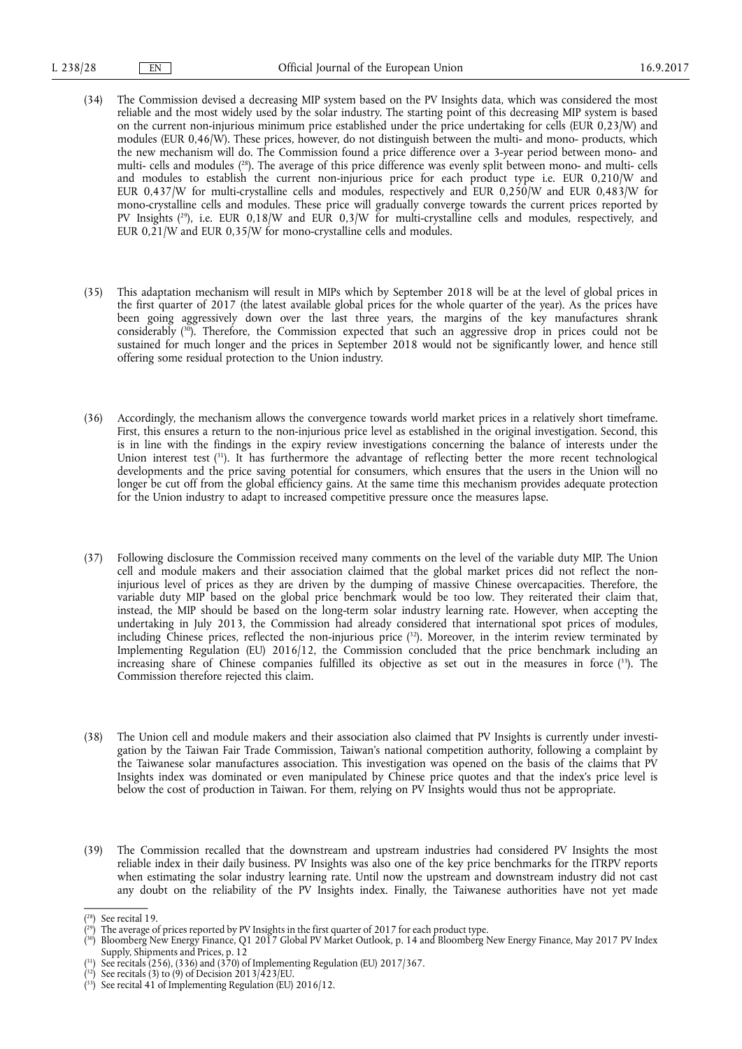(34) The Commission devised a decreasing MIP system based on the PV Insights data, which was considered the most reliable and the most widely used by the solar industry. The starting point of this decreasing MIP system is based on the current non-injurious minimum price established under the price undertaking for cells (EUR 0,23/W) and modules (EUR 0,46/W). These prices, however, do not distinguish between the multi- and mono- products, which the new mechanism will do. The Commission found a price difference over a 3-year period between mono- and multi- cells and modules ([28]). The average of this price difference was evenly split between mono- and multi- cells and modules to establish the current non-injurious price for each product type i.e. EUR 0,210/W and EUR 0,437/W for multi-crystalline cells and modules, respectively and EUR 0,250/W and EUR 0,483/W for mono-crystalline cells and modules. These price will gradually converge towards the current prices reported by PV Insights ([29]), i.e. EUR 0,18/W and EUR 0,3/W for multi-crystalline cells and modules, respectively, and EUR 0,21/W and EUR 0,35/W for mono-crystalline cells and modules.

(35) This adaptation mechanism will result in MIPs which by September 2018 will be at the level of global prices in the first quarter of 2017 (the latest available global prices for the whole quarter of the year). As the prices have been going aggressively down over the last three years, the margins of the key manufactures shrank considerably ([30]). Therefore, the Commission expected that such an aggressive drop in prices could not be sustained for much longer and the prices in September 2018 would not be significantly lower, and hence still offering some residual protection to the Union industry.

(36) Accordingly, the mechanism allows the convergence towards world market prices in a relatively short timeframe. First, this ensures a return to the non-injurious price level as established in the original investigation. Second, this is in line with the findings in the expiry review investigations concerning the balance of interests under the Union interest test ([31]). It has furthermore the advantage of reflecting better the more recent technological developments and the price saving potential for consumers, which ensures that the users in the Union will no longer be cut off from the global efficiency gains. At the same time this mechanism provides adequate protection for the Union industry to adapt to increased competitive pressure once the measures lapse.

(37) Following disclosure the Commission received many comments on the level of the variable duty MIP. The Union cell and module makers and their association claimed that the global market prices did not reflect the non-injurious level of prices as they are driven by the dumping of massive Chinese overcapacities. Therefore, the variable duty MIP based on the global price benchmark would be too low. They reiterated their claim that, instead, the MIP should be based on the long-term solar industry learning rate. However, when accepting the undertaking in July 2013, the Commission had already considered that international spot prices of modules, including Chinese prices, reflected the non-injurious price ([32]). Moreover, in the interim review terminated by Implementing Regulation (EU) 2016/12, the Commission concluded that the price benchmark including an increasing share of Chinese companies fulfilled its objective as set out in the measures in force ([33]). The Commission therefore rejected this claim.

(38) The Union cell and module makers and their association also claimed that PV Insights is currently under investigation by the Taiwan Fair Trade Commission, Taiwan's national competition authority, following a complaint by the Taiwanese solar manufactures association. This investigation was opened on the basis of the claims that PV Insights index was dominated or even manipulated by Chinese price quotes and that the index's price level is below the cost of production in Taiwan. For them, relying on PV Insights would thus not be appropriate.

(39) The Commission recalled that the downstream and upstream industries had considered PV Insights the most reliable index in their daily business. PV Insights was also one of the key price benchmarks for the ITRPV reports when estimating the solar industry learning rate. Until now the upstream and downstream industry did not cast any doubt on the reliability of the PV Insights index. Finally, the Taiwanese authorities have not yet made

---

([28]) See recital 19.

([29]) The average of prices reported by PV Insights in the first quarter of 2017 for each product type.

([30]) Bloomberg New Energy Finance, Q1 2017 Global PV Market Outlook, p. 14 and Bloomberg New Energy Finance, May 2017 PV Index Supply, Shipments and Prices, p. 12

([31]) See recitals (256), (336) and (370) of Implementing Regulation (EU) 2017/367.

([32]) See recitals (3) to (9) of Decision 2013/423/EU.

([33]) See recital 41 of Implementing Regulation (EU) 2016/12.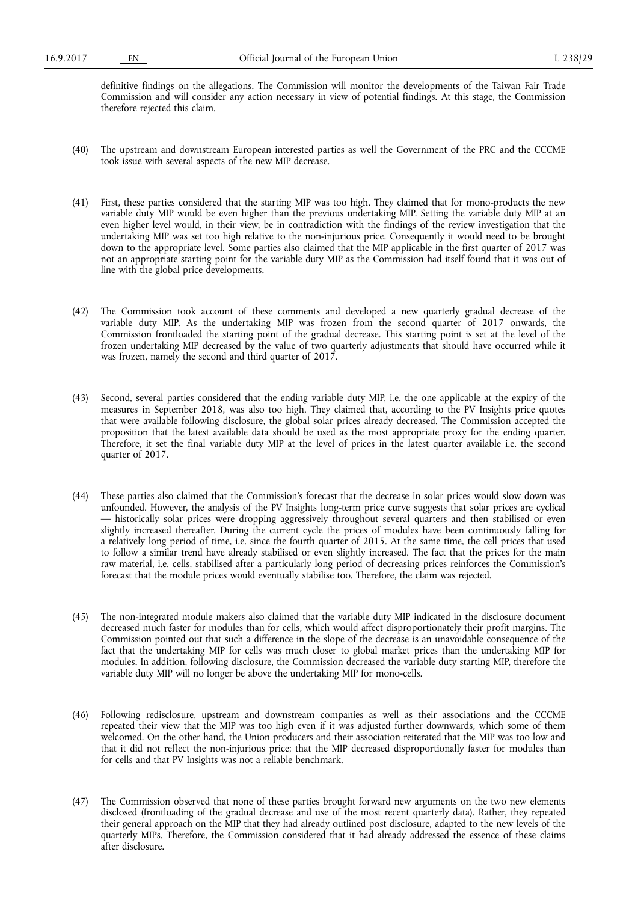definitive findings on the allegations. The Commission will monitor the developments of the Taiwan Fair Trade Commission and will consider any action necessary in view of potential findings. At this stage, the Commission therefore rejected this claim.

(40) The upstream and downstream European interested parties as well the Government of the PRC and the CCCME took issue with several aspects of the new MIP decrease.

(41) First, these parties considered that the starting MIP was too high. They claimed that for mono-products the new variable duty MIP would be even higher than the previous undertaking MIP. Setting the variable duty MIP at an even higher level would, in their view, be in contradiction with the findings of the review investigation that the undertaking MIP was set too high relative to the non-injurious price. Consequently it would need to be brought down to the appropriate level. Some parties also claimed that the MIP applicable in the first quarter of 2017 was not an appropriate starting point for the variable duty MIP as the Commission had itself found that it was out of line with the global price developments.

(42) The Commission took account of these comments and developed a new quarterly gradual decrease of the variable duty MIP. As the undertaking MIP was frozen from the second quarter of 2017 onwards, the Commission frontloaded the starting point of the gradual decrease. This starting point is set at the level of the frozen undertaking MIP decreased by the value of two quarterly adjustments that should have occurred while it was frozen, namely the second and third quarter of 2017.

(43) Second, several parties considered that the ending variable duty MIP, i.e. the one applicable at the expiry of the measures in September 2018, was also too high. They claimed that, according to the PV Insights price quotes that were available following disclosure, the global solar prices already decreased. The Commission accepted the proposition that the latest available data should be used as the most appropriate proxy for the ending quarter. Therefore, it set the final variable duty MIP at the level of prices in the latest quarter available i.e. the second quarter of 2017.

(44) These parties also claimed that the Commission's forecast that the decrease in solar prices would slow down was unfounded. However, the analysis of the PV Insights long-term price curve suggests that solar prices are cyclical — historically solar prices were dropping aggressively throughout several quarters and then stabilised or even slightly increased thereafter. During the current cycle the prices of modules have been continuously falling for a relatively long period of time, i.e. since the fourth quarter of 2015. At the same time, the cell prices that used to follow a similar trend have already stabilised or even slightly increased. The fact that the prices for the main raw material, i.e. cells, stabilised after a particularly long period of decreasing prices reinforces the Commission's forecast that the module prices would eventually stabilise too. Therefore, the claim was rejected.

(45) The non-integrated module makers also claimed that the variable duty MIP indicated in the disclosure document decreased much faster for modules than for cells, which would affect disproportionately their profit margins. The Commission pointed out that such a difference in the slope of the decrease is an unavoidable consequence of the fact that the undertaking MIP for cells was much closer to global market prices than the undertaking MIP for modules. In addition, following disclosure, the Commission decreased the variable duty starting MIP, therefore the variable duty MIP will no longer be above the undertaking MIP for mono-cells.

(46) Following redisclosure, upstream and downstream companies as well as their associations and the CCCME repeated their view that the MIP was too high even if it was adjusted further downwards, which some of them welcomed. On the other hand, the Union producers and their association reiterated that the MIP was too low and that it did not reflect the non-injurious price; that the MIP decreased disproportionally faster for modules than for cells and that PV Insights was not a reliable benchmark.

(47) The Commission observed that none of these parties brought forward new arguments on the two new elements disclosed (frontloading of the gradual decrease and use of the most recent quarterly data). Rather, they repeated their general approach on the MIP that they had already outlined post disclosure, adapted to the new levels of the quarterly MIPs. Therefore, the Commission considered that it had already addressed the essence of these claims after disclosure.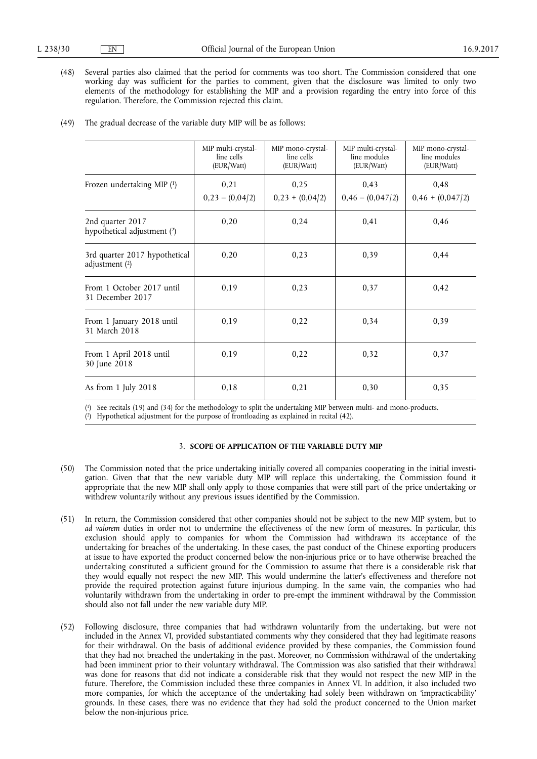(48) Several parties also claimed that the period for comments was too short. The Commission considered that one working day was sufficient for the parties to comment, given that the disclosure was limited to only two elements of the methodology for establishing the MIP and a provision regarding the entry into force of this regulation. Therefore, the Commission rejected this claim.

(49) The gradual decrease of the variable duty MIP will be as follows:

| | MIP multi-crystalline cells (EUR/Watt) | MIP mono-crystalline cells (EUR/Watt) | MIP multi-crystalline modules (EUR/Watt) | MIP mono-crystalline modules (EUR/Watt) |
|---|---|---|---|---|
| Frozen undertaking MIP [1] | 0,21<br>0,23 – (0,04/2) | 0,25<br>0,23 + (0,04/2) | 0,43<br>0,46 – (0,047/2) | 0,48<br>0,46 + (0,047/2) |
| 2nd quarter 2017 hypothetical adjustment [2] | 0,20 | 0,24 | 0,41 | 0,46 |
| 3rd quarter 2017 hypothetical adjustment [2] | 0,20 | 0,23 | 0,39 | 0,44 |
| From 1 October 2017 until 31 December 2017 | 0,19 | 0,23 | 0,37 | 0,42 |
| From 1 January 2018 until 31 March 2018 | 0,19 | 0,22 | 0,34 | 0,39 |
| From 1 April 2018 until 30 June 2018 | 0,19 | 0,22 | 0,32 | 0,37 |
| As from 1 July 2018 | 0,18 | 0,21 | 0,30 | 0,35 |

[1] See recitals (19) and (34) for the methodology to split the undertaking MIP between multi- and mono-products.

[2] Hypothetical adjustment for the purpose of frontloading as explained in recital (42).

## 3. SCOPE OF APPLICATION OF THE VARIABLE DUTY MIP

(50) The Commission noted that the price undertaking initially covered all companies cooperating in the initial investigation. Given that that the new variable duty MIP will replace this undertaking, the Commission found it appropriate that the new MIP shall only apply to those companies that were still part of the price undertaking or withdrew voluntarily without any previous issues identified by the Commission.

(51) In return, the Commission considered that other companies should not be subject to the new MIP system, but to *ad valorem* duties in order not to undermine the effectiveness of the new form of measures. In particular, this exclusion should apply to companies for whom the Commission had withdrawn its acceptance of the undertaking for breaches of the undertaking. In these cases, the past conduct of the Chinese exporting producers at issue to have exported the product concerned below the non-injurious price or to have otherwise breached the undertaking constituted a sufficient ground for the Commission to assume that there is a considerable risk that they would equally not respect the new MIP. This would undermine the latter's effectiveness and therefore not provide the required protection against future injurious dumping. In the same vain, the companies who had voluntarily withdrawn from the undertaking in order to pre-empt the imminent withdrawal by the Commission should also not fall under the new variable duty MIP.

(52) Following disclosure, three companies that had withdrawn voluntarily from the undertaking, but were not included in the Annex VI, provided substantiated comments why they considered that they had legitimate reasons for their withdrawal. On the basis of additional evidence provided by these companies, the Commission found that they had not breached the undertaking in the past. Moreover, no Commission withdrawal of the undertaking had been imminent prior to their voluntary withdrawal. The Commission was also satisfied that their withdrawal was done for reasons that did not indicate a considerable risk that they would not respect the new MIP in the future. Therefore, the Commission included these three companies in Annex VI. In addition, it also included two more companies, for which the acceptance of the undertaking had solely been withdrawn on 'impracticability' grounds. In these cases, there was no evidence that they had sold the product concerned to the Union market below the non-injurious price.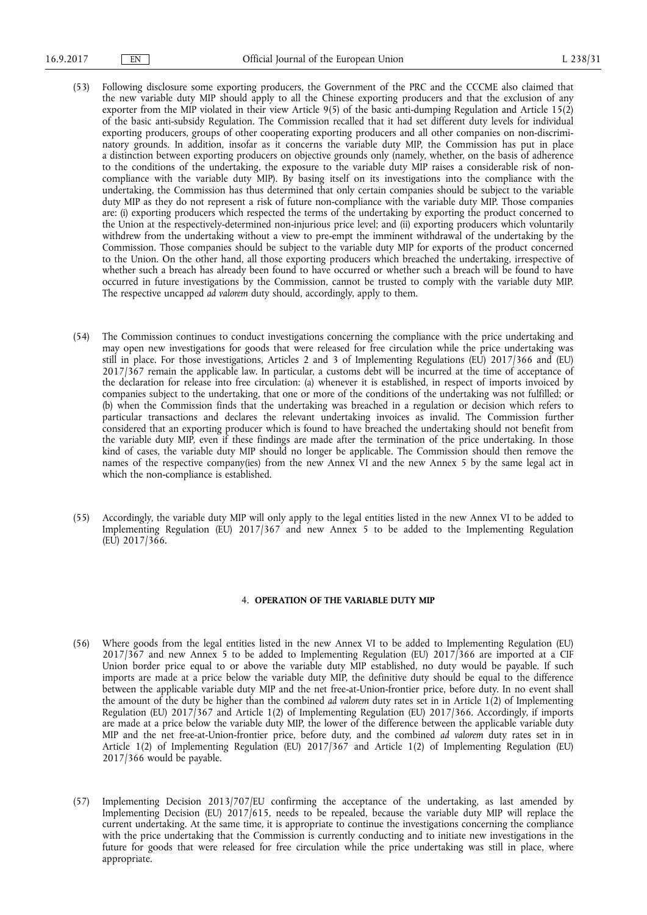(53) Following disclosure some exporting producers, the Government of the PRC and the CCCME also claimed that the new variable duty MIP should apply to all the Chinese exporting producers and that the exclusion of any exporter from the MIP violated in their view Article 9(5) of the basic anti-dumping Regulation and Article 15(2) of the basic anti-subsidy Regulation. The Commission recalled that it had set different duty levels for individual exporting producers, groups of other cooperating exporting producers and all other companies on non-discriminatory grounds. In addition, insofar as it concerns the variable duty MIP, the Commission has put in place a distinction between exporting producers on objective grounds only (namely, whether, on the basis of adherence to the conditions of the undertaking, the exposure to the variable duty MIP raises a considerable risk of non-compliance with the variable duty MIP). By basing itself on its investigations into the compliance with the undertaking, the Commission has thus determined that only certain companies should be subject to the variable duty MIP as they do not represent a risk of future non-compliance with the variable duty MIP. Those companies are: (i) exporting producers which respected the terms of the undertaking by exporting the product concerned to the Union at the respectively-determined non-injurious price level; and (ii) exporting producers which voluntarily withdrew from the undertaking without a view to pre-empt the imminent withdrawal of the undertaking by the Commission. Those companies should be subject to the variable duty MIP for exports of the product concerned to the Union. On the other hand, all those exporting producers which breached the undertaking, irrespective of whether such a breach has already been found to have occurred or whether such a breach will be found to have occurred in future investigations by the Commission, cannot be trusted to comply with the variable duty MIP. The respective uncapped *ad valorem* duty should, accordingly, apply to them.

(54) The Commission continues to conduct investigations concerning the compliance with the price undertaking and may open new investigations for goods that were released for free circulation while the price undertaking was still in place. For those investigations, Articles 2 and 3 of Implementing Regulations (EU) 2017/366 and (EU) 2017/367 remain the applicable law. In particular, a customs debt will be incurred at the time of acceptance of the declaration for release into free circulation: (a) whenever it is established, in respect of imports invoiced by companies subject to the undertaking, that one or more of the conditions of the undertaking was not fulfilled; or (b) when the Commission finds that the undertaking was breached in a regulation or decision which refers to particular transactions and declares the relevant undertaking invoices as invalid. The Commission further considered that an exporting producer which is found to have breached the undertaking should not benefit from the variable duty MIP, even if these findings are made after the termination of the price undertaking. In those kind of cases, the variable duty MIP should no longer be applicable. The Commission should then remove the names of the respective company(ies) from the new Annex VI and the new Annex 5 by the same legal act in which the non-compliance is established.

(55) Accordingly, the variable duty MIP will only apply to the legal entities listed in the new Annex VI to be added to Implementing Regulation (EU) 2017/367 and new Annex 5 to be added to the Implementing Regulation (EU) 2017/366.

## 4. **OPERATION OF THE VARIABLE DUTY MIP**

(56) Where goods from the legal entities listed in the new Annex VI to be added to Implementing Regulation (EU) 2017/367 and new Annex 5 to be added to Implementing Regulation (EU) 2017/366 are imported at a CIF Union border price equal to or above the variable duty MIP established, no duty would be payable. If such imports are made at a price below the variable duty MIP, the definitive duty should be equal to the difference between the applicable variable duty MIP and the net free-at-Union-frontier price, before duty. In no event shall the amount of the duty be higher than the combined *ad valorem* duty rates set in in Article 1(2) of Implementing Regulation (EU) 2017/367 and Article 1(2) of Implementing Regulation (EU) 2017/366. Accordingly, if imports are made at a price below the variable duty MIP, the lower of the difference between the applicable variable duty MIP and the net free-at-Union-frontier price, before duty, and the combined *ad valorem* duty rates set in in Article 1(2) of Implementing Regulation (EU) 2017/367 and Article 1(2) of Implementing Regulation (EU) 2017/366 would be payable.

(57) Implementing Decision 2013/707/EU confirming the acceptance of the undertaking, as last amended by Implementing Decision (EU) 2017/615, needs to be repealed, because the variable duty MIP will replace the current undertaking. At the same time, it is appropriate to continue the investigations concerning the compliance with the price undertaking that the Commission is currently conducting and to initiate new investigations in the future for goods that were released for free circulation while the price undertaking was still in place, where appropriate.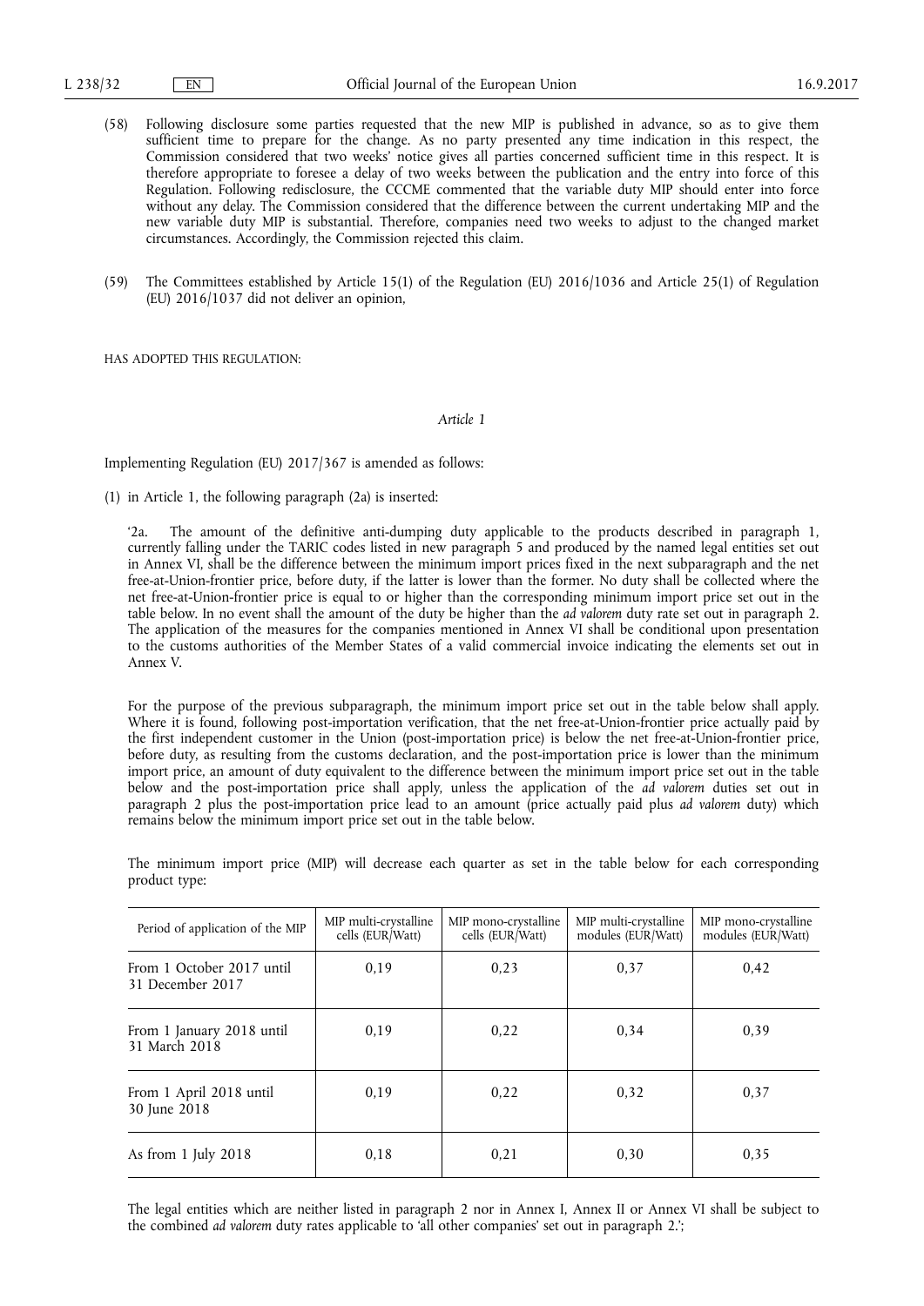(58) Following disclosure some parties requested that the new MIP is published in advance, so as to give them sufficient time to prepare for the change. As no party presented any time indication in this respect, the Commission considered that two weeks' notice gives all parties concerned sufficient time in this respect. It is therefore appropriate to foresee a delay of two weeks between the publication and the entry into force of this Regulation. Following redisclosure, the CCCME commented that the variable duty MIP should enter into force without any delay. The Commission considered that the difference between the current undertaking MIP and the new variable duty MIP is substantial. Therefore, companies need two weeks to adjust to the changed market circumstances. Accordingly, the Commission rejected this claim.

(59) The Committees established by Article 15(1) of the Regulation (EU) 2016/1036 and Article 25(1) of Regulation (EU) 2016/1037 did not deliver an opinion,

HAS ADOPTED THIS REGULATION:

*Article 1*

Implementing Regulation (EU) 2017/367 is amended as follows:

(1) in Article 1, the following paragraph (2a) is inserted:

'2a. The amount of the definitive anti-dumping duty applicable to the products described in paragraph 1, currently falling under the TARIC codes listed in new paragraph 5 and produced by the named legal entities set out in Annex VI, shall be the difference between the minimum import prices fixed in the next subparagraph and the net free-at-Union-frontier price, before duty, if the latter is lower than the former. No duty shall be collected where the net free-at-Union-frontier price is equal to or higher than the corresponding minimum import price set out in the table below. In no event shall the amount of the duty be higher than the *ad valorem* duty rate set out in paragraph 2. The application of the measures for the companies mentioned in Annex VI shall be conditional upon presentation to the customs authorities of the Member States of a valid commercial invoice indicating the elements set out in Annex V.

For the purpose of the previous subparagraph, the minimum import price set out in the table below shall apply. Where it is found, following post-importation verification, that the net free-at-Union-frontier price actually paid by the first independent customer in the Union (post-importation price) is below the net free-at-Union-frontier price, before duty, as resulting from the customs declaration, and the post-importation price is lower than the minimum import price, an amount of duty equivalent to the difference between the minimum import price set out in the table below and the post-importation price shall apply, unless the application of the *ad valorem* duties set out in paragraph 2 plus the post-importation price lead to an amount (price actually paid plus *ad valorem* duty) which remains below the minimum import price set out in the table below.

The minimum import price (MIP) will decrease each quarter as set in the table below for each corresponding product type:

| Period of application of the MIP | MIP multi-crystalline cells (EUR/Watt) | MIP mono-crystalline cells (EUR/Watt) | MIP multi-crystalline modules (EUR/Watt) | MIP mono-crystalline modules (EUR/Watt) |
|---|---|---|---|---|
| From 1 October 2017 until 31 December 2017 | 0,19 | 0,23 | 0,37 | 0,42 |
| From 1 January 2018 until 31 March 2018 | 0,19 | 0,22 | 0,34 | 0,39 |
| From 1 April 2018 until 30 June 2018 | 0,19 | 0,22 | 0,32 | 0,37 |
| As from 1 July 2018 | 0,18 | 0,21 | 0,30 | 0,35 |

The legal entities which are neither listed in paragraph 2 nor in Annex I, Annex II or Annex VI shall be subject to the combined *ad valorem* duty rates applicable to 'all other companies' set out in paragraph 2.';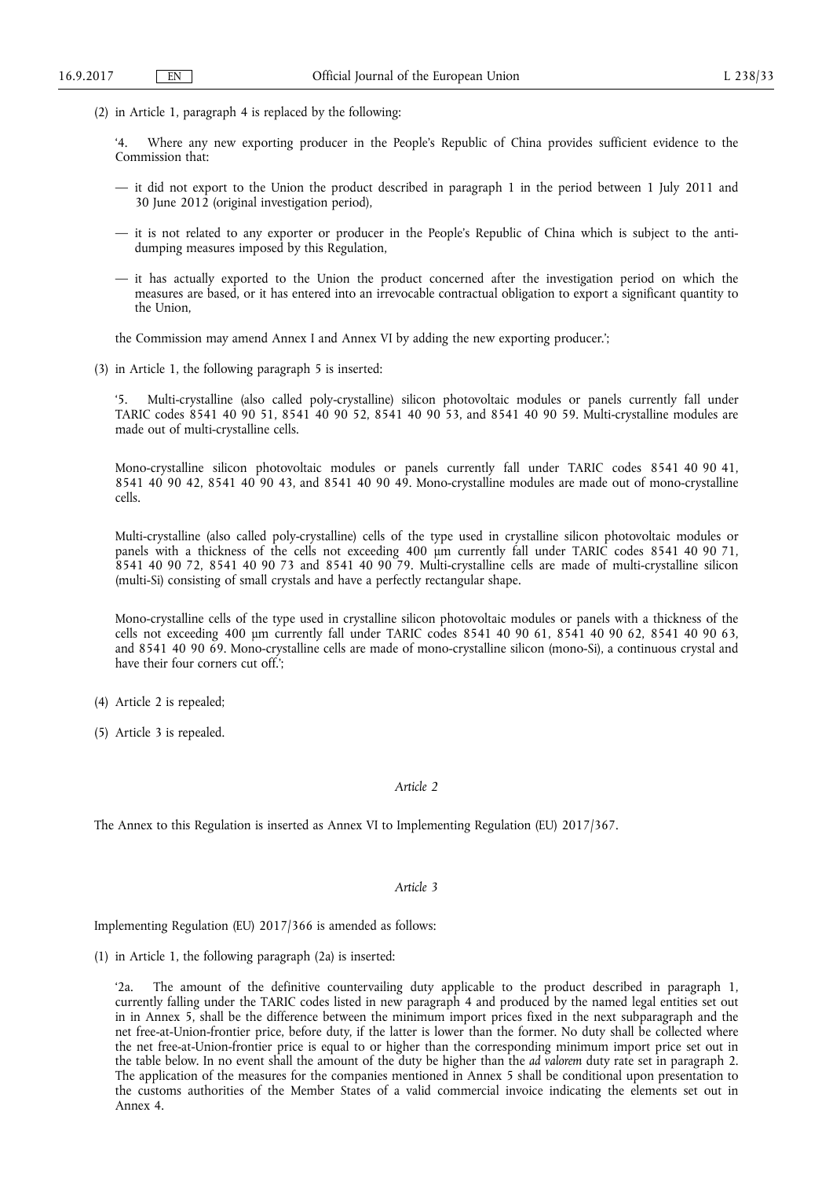(2) in Article 1, paragraph 4 is replaced by the following:

'4. Where any new exporting producer in the People's Republic of China provides sufficient evidence to the Commission that:

— it did not export to the Union the product described in paragraph 1 in the period between 1 July 2011 and 30 June 2012 (original investigation period),

— it is not related to any exporter or producer in the People's Republic of China which is subject to the anti-dumping measures imposed by this Regulation,

— it has actually exported to the Union the product concerned after the investigation period on which the measures are based, or it has entered into an irrevocable contractual obligation to export a significant quantity to the Union,

the Commission may amend Annex I and Annex VI by adding the new exporting producer.';

(3) in Article 1, the following paragraph 5 is inserted:

'5. Multi-crystalline (also called poly-crystalline) silicon photovoltaic modules or panels currently fall under TARIC codes 8541 40 90 51, 8541 40 90 52, 8541 40 90 53, and 8541 40 90 59. Multi-crystalline modules are made out of multi-crystalline cells.

Mono-crystalline silicon photovoltaic modules or panels currently fall under TARIC codes 8541 40 90 41, 8541 40 90 42, 8541 40 90 43, and 8541 40 90 49. Mono-crystalline modules are made out of mono-crystalline cells.

Multi-crystalline (also called poly-crystalline) cells of the type used in crystalline silicon photovoltaic modules or panels with a thickness of the cells not exceeding 400 μm currently fall under TARIC codes 8541 40 90 71, 8541 40 90 72, 8541 40 90 73 and 8541 40 90 79. Multi-crystalline cells are made of multi-crystalline silicon (multi-Si) consisting of small crystals and have a perfectly rectangular shape.

Mono-crystalline cells of the type used in crystalline silicon photovoltaic modules or panels with a thickness of the cells not exceeding 400 μm currently fall under TARIC codes 8541 40 90 61, 8541 40 90 62, 8541 40 90 63, and 8541 40 90 69. Mono-crystalline cells are made of mono-crystalline silicon (mono-Si), a continuous crystal and have their four corners cut off.';

(4) Article 2 is repealed;

(5) Article 3 is repealed.

*Article 2*

The Annex to this Regulation is inserted as Annex VI to Implementing Regulation (EU) 2017/367.

*Article 3*

Implementing Regulation (EU) 2017/366 is amended as follows:

(1) in Article 1, the following paragraph (2a) is inserted:

'2a. The amount of the definitive countervailing duty applicable to the product described in paragraph 1, currently falling under the TARIC codes listed in new paragraph 4 and produced by the named legal entities set out in in Annex 5, shall be the difference between the minimum import prices fixed in the next subparagraph and the net free-at-Union-frontier price, before duty, if the latter is lower than the former. No duty shall be collected where the net free-at-Union-frontier price is equal to or higher than the corresponding minimum import price set out in the table below. In no event shall the amount of the duty be higher than the *ad valorem* duty rate set in paragraph 2. The application of the measures for the companies mentioned in Annex 5 shall be conditional upon presentation to the customs authorities of the Member States of a valid commercial invoice indicating the elements set out in Annex 4.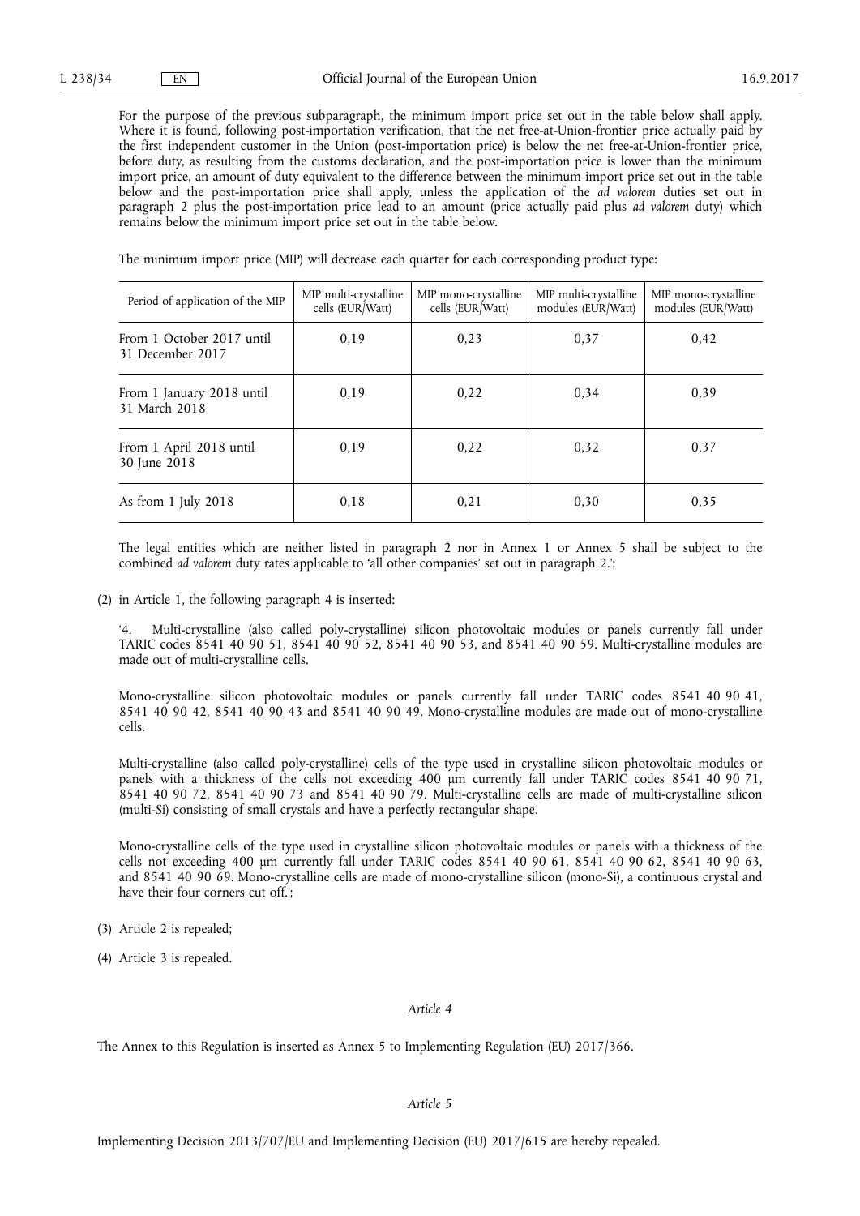For the purpose of the previous subparagraph, the minimum import price set out in the table below shall apply. Where it is found, following post-importation verification, that the net free-at-Union-frontier price actually paid by the first independent customer in the Union (post-importation price) is below the net free-at-Union-frontier price, before duty, as resulting from the customs declaration, and the post-importation price is lower than the minimum import price, an amount of duty equivalent to the difference between the minimum import price set out in the table below and the post-importation price shall apply, unless the application of the *ad valorem* duties set out in paragraph 2 plus the post-importation price lead to an amount (price actually paid plus *ad valorem* duty) which remains below the minimum import price set out in the table below.

The minimum import price (MIP) will decrease each quarter for each corresponding product type:

| Period of application of the MIP | MIP multi-crystalline cells (EUR/Watt) | MIP mono-crystalline cells (EUR/Watt) | MIP multi-crystalline modules (EUR/Watt) | MIP mono-crystalline modules (EUR/Watt) |
|---|---|---|---|---|
| From 1 October 2017 until 31 December 2017 | 0,19 | 0,23 | 0,37 | 0,42 |
| From 1 January 2018 until 31 March 2018 | 0,19 | 0,22 | 0,34 | 0,39 |
| From 1 April 2018 until 30 June 2018 | 0,19 | 0,22 | 0,32 | 0,37 |
| As from 1 July 2018 | 0,18 | 0,21 | 0,30 | 0,35 |

The legal entities which are neither listed in paragraph 2 nor in Annex 1 or Annex 5 shall be subject to the combined *ad valorem* duty rates applicable to 'all other companies' set out in paragraph 2.';

(2) in Article 1, the following paragraph 4 is inserted:

'4. Multi-crystalline (also called poly-crystalline) silicon photovoltaic modules or panels currently fall under TARIC codes 8541 40 90 51, 8541 40 90 52, 8541 40 90 53, and 8541 40 90 59. Multi-crystalline modules are made out of multi-crystalline cells.

Mono-crystalline silicon photovoltaic modules or panels currently fall under TARIC codes 8541 40 90 41, 8541 40 90 42, 8541 40 90 43 and 8541 40 90 49. Mono-crystalline modules are made out of mono-crystalline cells.

Multi-crystalline (also called poly-crystalline) cells of the type used in crystalline silicon photovoltaic modules or panels with a thickness of the cells not exceeding 400 μm currently fall under TARIC codes 8541 40 90 71, 8541 40 90 72, 8541 40 90 73 and 8541 40 90 79. Multi-crystalline cells are made of multi-crystalline silicon (multi-Si) consisting of small crystals and have a perfectly rectangular shape.

Mono-crystalline cells of the type used in crystalline silicon photovoltaic modules or panels with a thickness of the cells not exceeding 400 μm currently fall under TARIC codes 8541 40 90 61, 8541 40 90 62, 8541 40 90 63, and 8541 40 90 69. Mono-crystalline cells are made of mono-crystalline silicon (mono-Si), a continuous crystal and have their four corners cut off.';

(3) Article 2 is repealed;

(4) Article 3 is repealed.

*Article 4*

The Annex to this Regulation is inserted as Annex 5 to Implementing Regulation (EU) 2017/366.

*Article 5*

Implementing Decision 2013/707/EU and Implementing Decision (EU) 2017/615 are hereby repealed.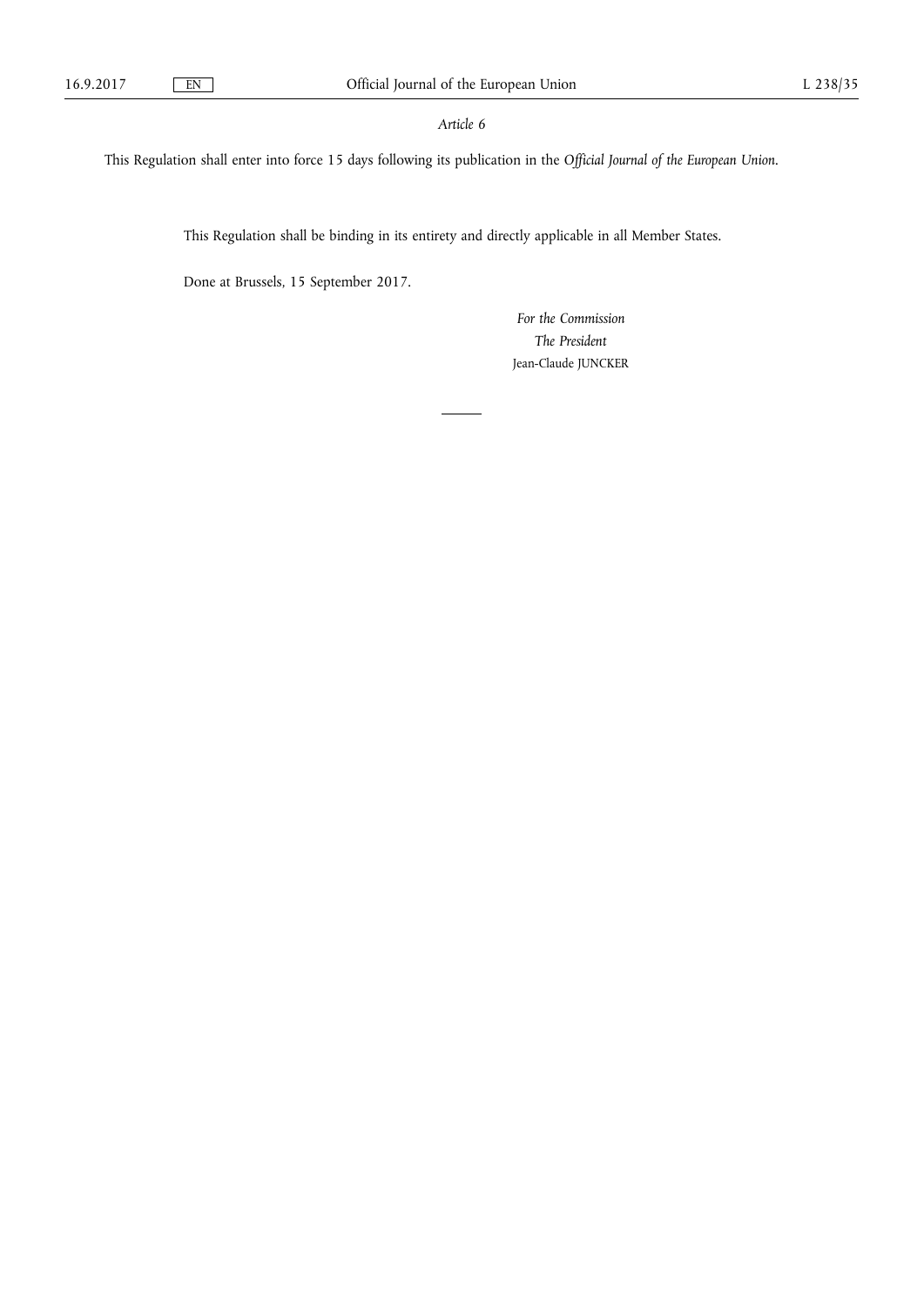*Article 6*

This Regulation shall enter into force 15 days following its publication in the *Official Journal of the European Union*.

This Regulation shall be binding in its entirety and directly applicable in all Member States.

Done at Brussels, 15 September 2017.

*For the Commission*

*The President*

Jean-Claude JUNCKER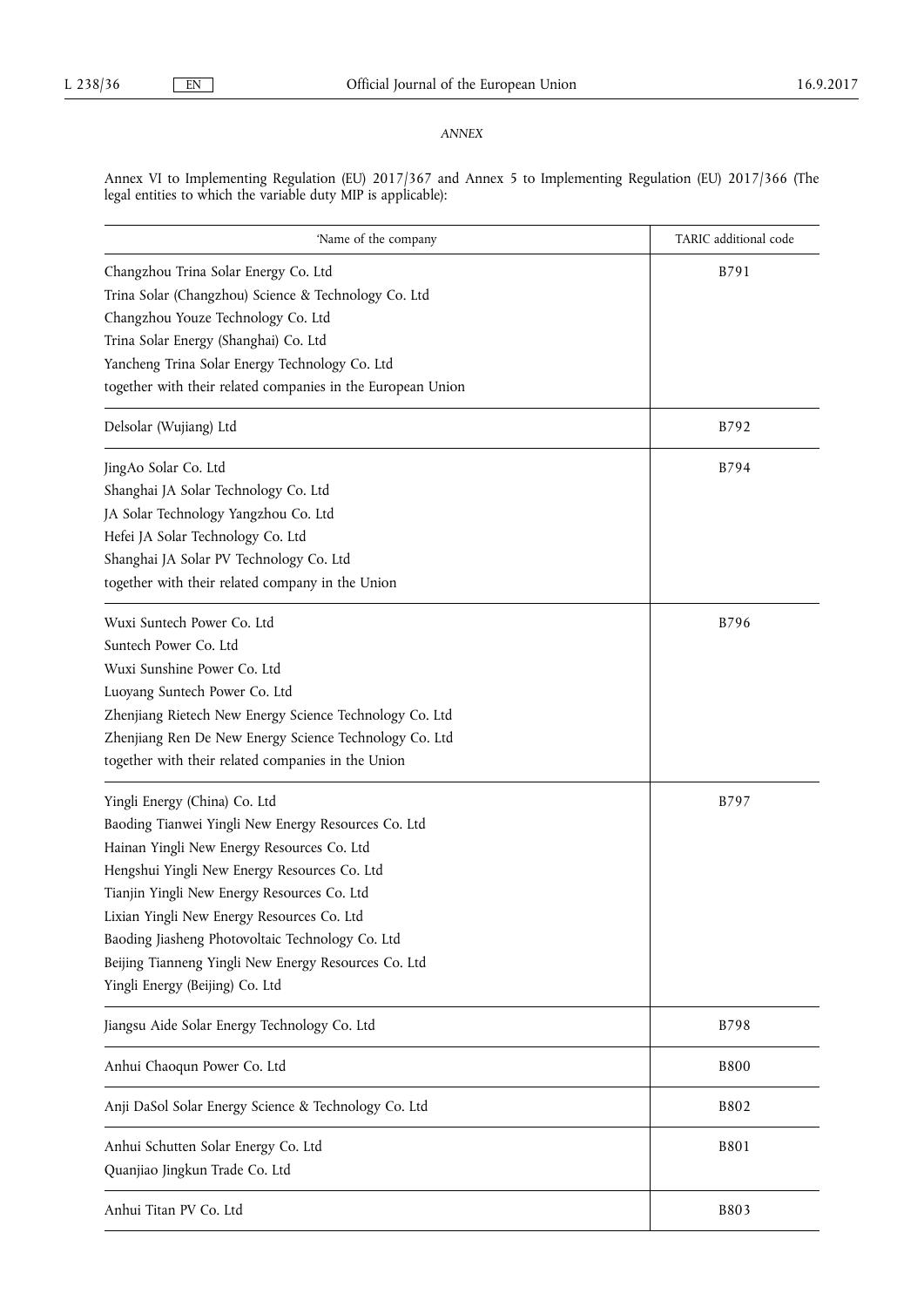*ANNEX*

Annex VI to Implementing Regulation (EU) 2017/367 and Annex 5 to Implementing Regulation (EU) 2017/366 (The legal entities to which the variable duty MIP is applicable):

| 'Name of the company | TARIC additional code |
|---|---|
| Changzhou Trina Solar Energy Co. Ltd<br>Trina Solar (Changzhou) Science & Technology Co. Ltd<br>Changzhou Youze Technology Co. Ltd<br>Trina Solar Energy (Shanghai) Co. Ltd<br>Yancheng Trina Solar Energy Technology Co. Ltd<br>together with their related companies in the European Union | B791 |
| Delsolar (Wujiang) Ltd | B792 |
| JingAo Solar Co. Ltd<br>Shanghai JA Solar Technology Co. Ltd<br>JA Solar Technology Yangzhou Co. Ltd<br>Hefei JA Solar Technology Co. Ltd<br>Shanghai JA Solar PV Technology Co. Ltd<br>together with their related company in the Union | B794 |
| Wuxi Suntech Power Co. Ltd<br>Suntech Power Co. Ltd<br>Wuxi Sunshine Power Co. Ltd<br>Luoyang Suntech Power Co. Ltd<br>Zhenjiang Rietech New Energy Science Technology Co. Ltd<br>Zhenjiang Ren De New Energy Science Technology Co. Ltd<br>together with their related companies in the Union | B796 |
| Yingli Energy (China) Co. Ltd<br>Baoding Tianwei Yingli New Energy Resources Co. Ltd<br>Hainan Yingli New Energy Resources Co. Ltd<br>Hengshui Yingli New Energy Resources Co. Ltd<br>Tianjin Yingli New Energy Resources Co. Ltd<br>Lixian Yingli New Energy Resources Co. Ltd<br>Baoding Jiasheng Photovoltaic Technology Co. Ltd<br>Beijing Tianneng Yingli New Energy Resources Co. Ltd<br>Yingli Energy (Beijing) Co. Ltd | B797 |
| Jiangsu Aide Solar Energy Technology Co. Ltd | B798 |
| Anhui Chaoqun Power Co. Ltd | B800 |
| Anji DaSol Solar Energy Science & Technology Co. Ltd | B802 |
| Anhui Schutten Solar Energy Co. Ltd<br>Quanjiao Jingkun Trade Co. Ltd | B801 |
| Anhui Titan PV Co. Ltd | B803 |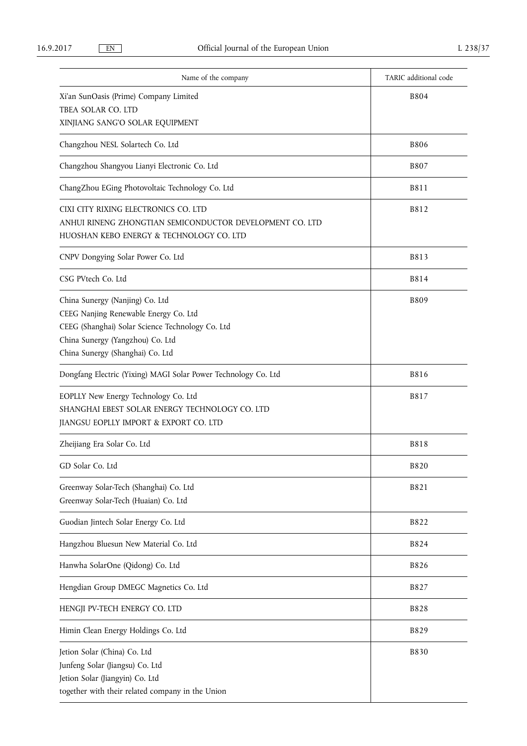| Name of the company | TARIC additional code |
|---|---|
| Xi'an SunOasis (Prime) Company Limited<br>TBEA SOLAR CO. LTD<br>XINJIANG SANG'O SOLAR EQUIPMENT | B804 |
| Changzhou NESL Solartech Co. Ltd | B806 |
| Changzhou Shangyou Lianyi Electronic Co. Ltd | B807 |
| ChangZhou EGing Photovoltaic Technology Co. Ltd | B811 |
| CIXI CITY RIXING ELECTRONICS CO. LTD<br>ANHUI RINENG ZHONGTIAN SEMICONDUCTOR DEVELOPMENT CO. LTD<br>HUOSHAN KEBO ENERGY & TECHNOLOGY CO. LTD | B812 |
| CNPV Dongying Solar Power Co. Ltd | B813 |
| CSG PVtech Co. Ltd | B814 |
| China Sunergy (Nanjing) Co. Ltd<br>CEEG Nanjing Renewable Energy Co. Ltd<br>CEEG (Shanghai) Solar Science Technology Co. Ltd<br>China Sunergy (Yangzhou) Co. Ltd<br>China Sunergy (Shanghai) Co. Ltd | B809 |
| Dongfang Electric (Yixing) MAGI Solar Power Technology Co. Ltd | B816 |
| EOPLLY New Energy Technology Co. Ltd<br>SHANGHAI EBEST SOLAR ENERGY TECHNOLOGY CO. LTD<br>JIANGSU EOPLLY IMPORT & EXPORT CO. LTD | B817 |
| Zheijiang Era Solar Co. Ltd | B818 |
| GD Solar Co. Ltd | B820 |
| Greenway Solar-Tech (Shanghai) Co. Ltd<br>Greenway Solar-Tech (Huaian) Co. Ltd | B821 |
| Guodian Jintech Solar Energy Co. Ltd | B822 |
| Hangzhou Bluesun New Material Co. Ltd | B824 |
| Hanwha SolarOne (Qidong) Co. Ltd | B826 |
| Hengdian Group DMEGC Magnetics Co. Ltd | B827 |
| HENGJI PV-TECH ENERGY CO. LTD | B828 |
| Himin Clean Energy Holdings Co. Ltd | B829 |
| Jetion Solar (China) Co. Ltd<br>Junfeng Solar (Jiangsu) Co. Ltd<br>Jetion Solar (Jiangyin) Co. Ltd<br>together with their related company in the Union | B830 |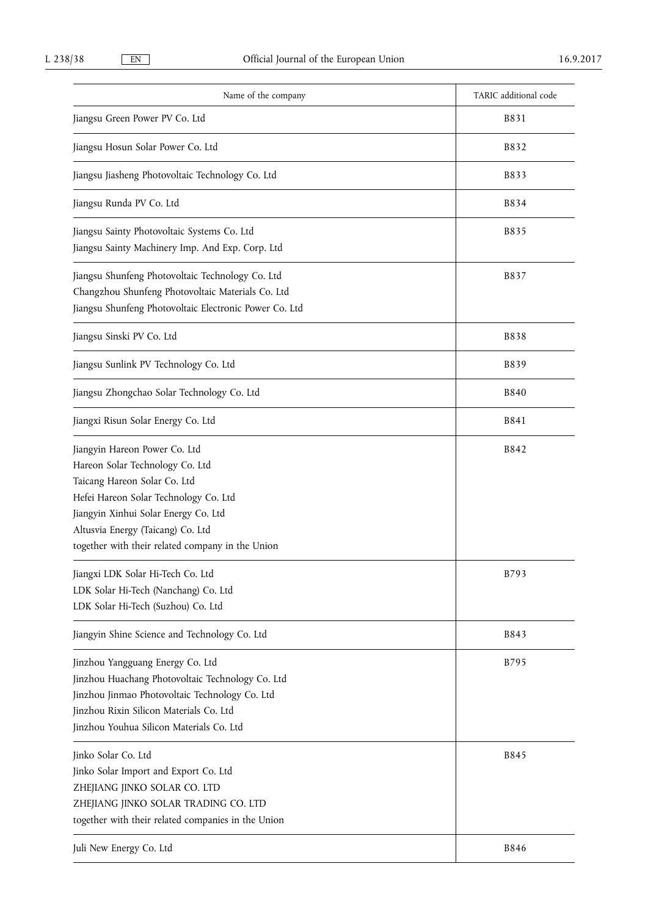| Name of the company | TARIC additional code |
|---|---|
| Jiangsu Green Power PV Co. Ltd | B831 |
| Jiangsu Hosun Solar Power Co. Ltd | B832 |
| Jiangsu Jiasheng Photovoltaic Technology Co. Ltd | B833 |
| Jiangsu Runda PV Co. Ltd | B834 |
| Jiangsu Sainty Photovoltaic Systems Co. Ltd<br>Jiangsu Sainty Machinery Imp. And Exp. Corp. Ltd | B835 |
| Jiangsu Shunfeng Photovoltaic Technology Co. Ltd<br>Changzhou Shunfeng Photovoltaic Materials Co. Ltd<br>Jiangsu Shunfeng Photovoltaic Electronic Power Co. Ltd | B837 |
| Jiangsu Sinski PV Co. Ltd | B838 |
| Jiangsu Sunlink PV Technology Co. Ltd | B839 |
| Jiangsu Zhongchao Solar Technology Co. Ltd | B840 |
| Jiangxi Risun Solar Energy Co. Ltd | B841 |
| Jiangyin Hareon Power Co. Ltd<br>Hareon Solar Technology Co. Ltd<br>Taicang Hareon Solar Co. Ltd<br>Hefei Hareon Solar Technology Co. Ltd<br>Jiangyin Xinhui Solar Energy Co. Ltd<br>Altusvia Energy (Taicang) Co. Ltd<br>together with their related company in the Union | B842 |
| Jiangxi LDK Solar Hi-Tech Co. Ltd<br>LDK Solar Hi-Tech (Nanchang) Co. Ltd<br>LDK Solar Hi-Tech (Suzhou) Co. Ltd | B793 |
| Jiangyin Shine Science and Technology Co. Ltd | B843 |
| Jinzhou Yangguang Energy Co. Ltd<br>Jinzhou Huachang Photovoltaic Technology Co. Ltd<br>Jinzhou Jinmao Photovoltaic Technology Co. Ltd<br>Jinzhou Rixin Silicon Materials Co. Ltd<br>Jinzhou Youhua Silicon Materials Co. Ltd | B795 |
| Jinko Solar Co. Ltd<br>Jinko Solar Import and Export Co. Ltd<br>ZHEJIANG JINKO SOLAR CO. LTD<br>ZHEJIANG JINKO SOLAR TRADING CO. LTD<br>together with their related companies in the Union | B845 |
| Juli New Energy Co. Ltd | B846 |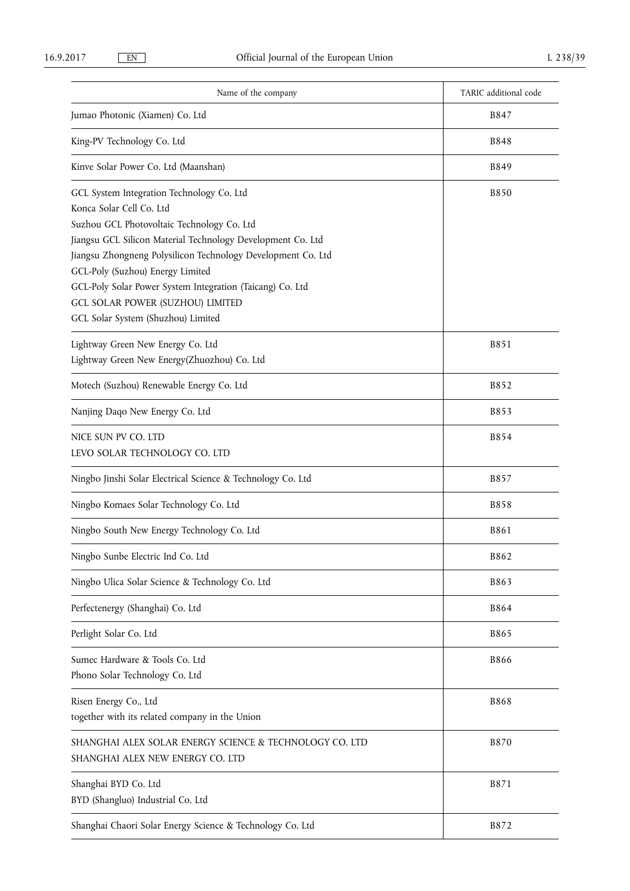| Name of the company | TARIC additional code |
|---|---|
| Jumao Photonic (Xiamen) Co. Ltd | B847 |
| King-PV Technology Co. Ltd | B848 |
| Kinve Solar Power Co. Ltd (Maanshan) | B849 |
| GCL System Integration Technology Co. Ltd<br>Konca Solar Cell Co. Ltd<br>Suzhou GCL Photovoltaic Technology Co. Ltd<br>Jiangsu GCL Silicon Material Technology Development Co. Ltd<br>Jiangsu Zhongneng Polysilicon Technology Development Co. Ltd<br>GCL-Poly (Suzhou) Energy Limited<br>GCL-Poly Solar Power System Integration (Taicang) Co. Ltd<br>GCL SOLAR POWER (SUZHOU) LIMITED<br>GCL Solar System (Shuzhou) Limited | B850 |
| Lightway Green New Energy Co. Ltd<br>Lightway Green New Energy(Zhuozhou) Co. Ltd | B851 |
| Motech (Suzhou) Renewable Energy Co. Ltd | B852 |
| Nanjing Daqo New Energy Co. Ltd | B853 |
| NICE SUN PV CO. LTD<br>LEVO SOLAR TECHNOLOGY CO. LTD | B854 |
| Ningbo Jinshi Solar Electrical Science & Technology Co. Ltd | B857 |
| Ningbo Komaes Solar Technology Co. Ltd | B858 |
| Ningbo South New Energy Technology Co. Ltd | B861 |
| Ningbo Sunbe Electric Ind Co. Ltd | B862 |
| Ningbo Ulica Solar Science & Technology Co. Ltd | B863 |
| Perfectenergy (Shanghai) Co. Ltd | B864 |
| Perlight Solar Co. Ltd | B865 |
| Sumec Hardware & Tools Co. Ltd<br>Phono Solar Technology Co. Ltd | B866 |
| Risen Energy Co., Ltd<br>together with its related company in the Union | B868 |
| SHANGHAI ALEX SOLAR ENERGY SCIENCE & TECHNOLOGY CO. LTD<br>SHANGHAI ALEX NEW ENERGY CO. LTD | B870 |
| Shanghai BYD Co. Ltd<br>BYD (Shangluo) Industrial Co. Ltd | B871 |
| Shanghai Chaori Solar Energy Science & Technology Co. Ltd | B872 |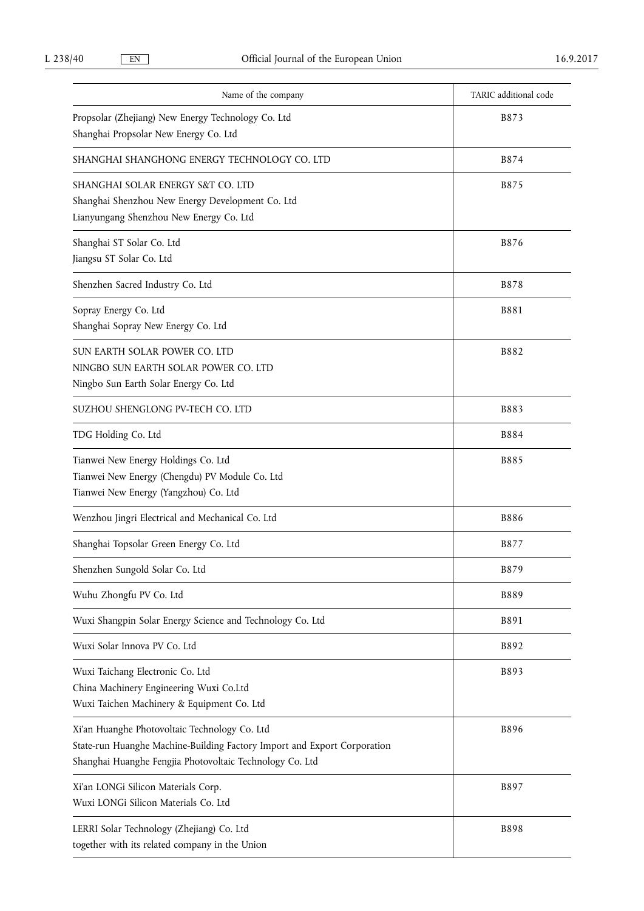| Name of the company | TARIC additional code |
|---|---|
| Propsolar (Zhejiang) New Energy Technology Co. Ltd<br>Shanghai Propsolar New Energy Co. Ltd | B873 |
| SHANGHAI SHANGHONG ENERGY TECHNOLOGY CO. LTD | B874 |
| SHANGHAI SOLAR ENERGY S&T CO. LTD<br>Shanghai Shenzhou New Energy Development Co. Ltd<br>Lianyungang Shenzhou New Energy Co. Ltd | B875 |
| Shanghai ST Solar Co. Ltd<br>Jiangsu ST Solar Co. Ltd | B876 |
| Shenzhen Sacred Industry Co. Ltd | B878 |
| Sopray Energy Co. Ltd<br>Shanghai Sopray New Energy Co. Ltd | B881 |
| SUN EARTH SOLAR POWER CO. LTD<br>NINGBO SUN EARTH SOLAR POWER CO. LTD<br>Ningbo Sun Earth Solar Energy Co. Ltd | B882 |
| SUZHOU SHENGLONG PV-TECH CO. LTD | B883 |
| TDG Holding Co. Ltd | B884 |
| Tianwei New Energy Holdings Co. Ltd<br>Tianwei New Energy (Chengdu) PV Module Co. Ltd<br>Tianwei New Energy (Yangzhou) Co. Ltd | B885 |
| Wenzhou Jingri Electrical and Mechanical Co. Ltd | B886 |
| Shanghai Topsolar Green Energy Co. Ltd | B877 |
| Shenzhen Sungold Solar Co. Ltd | B879 |
| Wuhu Zhongfu PV Co. Ltd | B889 |
| Wuxi Shangpin Solar Energy Science and Technology Co. Ltd | B891 |
| Wuxi Solar Innova PV Co. Ltd | B892 |
| Wuxi Taichang Electronic Co. Ltd<br>China Machinery Engineering Wuxi Co.Ltd<br>Wuxi Taichen Machinery & Equipment Co. Ltd | B893 |
| Xi'an Huanghe Photovoltaic Technology Co. Ltd<br>State-run Huanghe Machine-Building Factory Import and Export Corporation<br>Shanghai Huanghe Fengjia Photovoltaic Technology Co. Ltd | B896 |
| Xi'an LONGi Silicon Materials Corp.<br>Wuxi LONGi Silicon Materials Co. Ltd | B897 |
| LERRI Solar Technology (Zhejiang) Co. Ltd<br>together with its related company in the Union | B898 |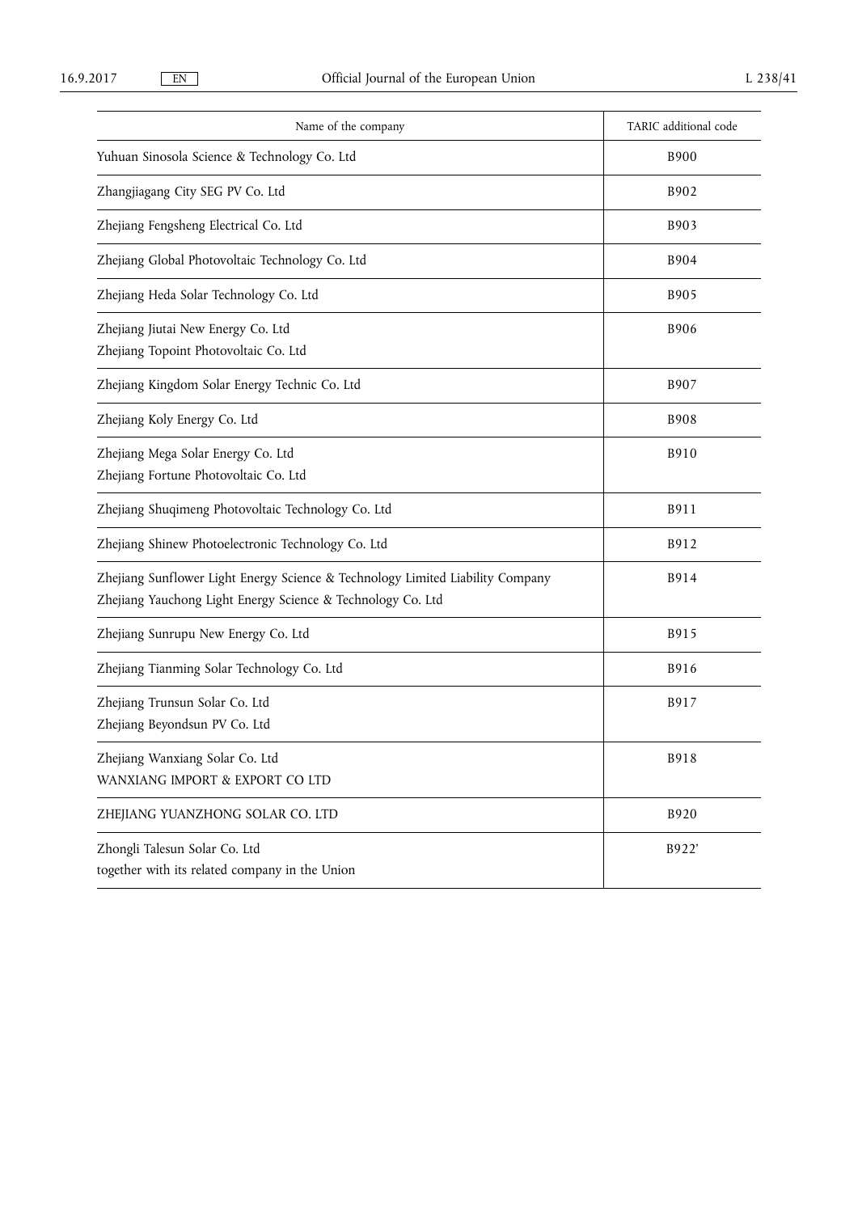| Name of the company | TARIC additional code |
|---|---|
| Yuhuan Sinosola Science & Technology Co. Ltd | B900 |
| Zhangjiagang City SEG PV Co. Ltd | B902 |
| Zhejiang Fengsheng Electrical Co. Ltd | B903 |
| Zhejiang Global Photovoltaic Technology Co. Ltd | B904 |
| Zhejiang Heda Solar Technology Co. Ltd | B905 |
| Zhejiang Jiutai New Energy Co. Ltd<br>Zhejiang Topoint Photovoltaic Co. Ltd | B906 |
| Zhejiang Kingdom Solar Energy Technic Co. Ltd | B907 |
| Zhejiang Koly Energy Co. Ltd | B908 |
| Zhejiang Mega Solar Energy Co. Ltd<br>Zhejiang Fortune Photovoltaic Co. Ltd | B910 |
| Zhejiang Shuqimeng Photovoltaic Technology Co. Ltd | B911 |
| Zhejiang Shinew Photoelectronic Technology Co. Ltd | B912 |
| Zhejiang Sunflower Light Energy Science & Technology Limited Liability Company<br>Zhejiang Yauchong Light Energy Science & Technology Co. Ltd | B914 |
| Zhejiang Sunrupu New Energy Co. Ltd | B915 |
| Zhejiang Tianming Solar Technology Co. Ltd | B916 |
| Zhejiang Trunsun Solar Co. Ltd<br>Zhejiang Beyondsun PV Co. Ltd | B917 |
| Zhejiang Wanxiang Solar Co. Ltd<br>WANXIANG IMPORT & EXPORT CO LTD | B918 |
| ZHEJIANG YUANZHONG SOLAR CO. LTD | B920 |
| Zhongli Talesun Solar Co. Ltd<br>together with its related company in the Union | B922' |